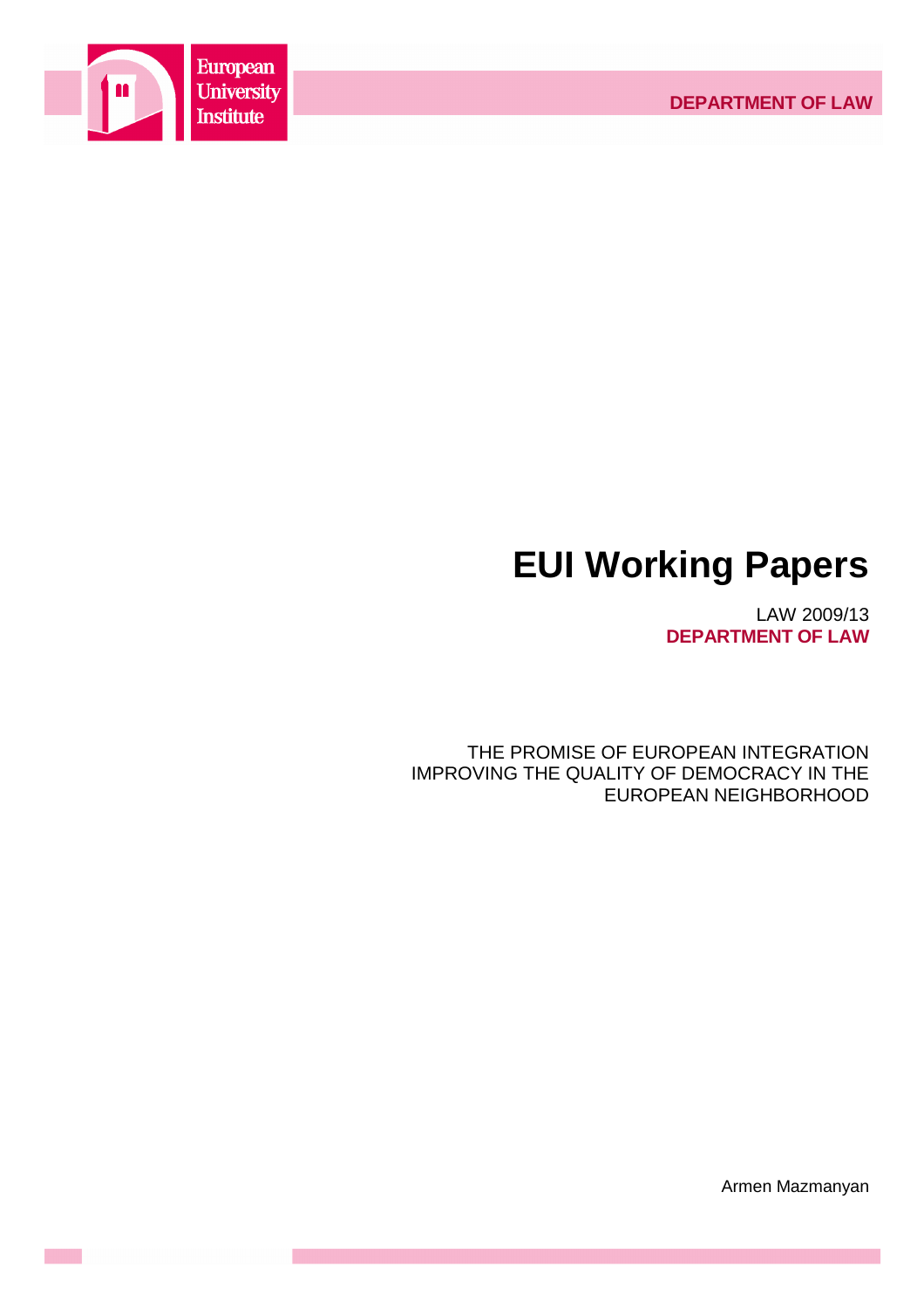European University Institute

DEPARTMENT OF LAW

# EUI Working Papers

LAW 2009/13
**DEPARTMENT OF LAW**

THE PROMISE OF EUROPEAN INTEGRATION
IMPROVING THE QUALITY OF DEMOCRACY IN THE
EUROPEAN NEIGHBORHOOD

Armen Mazmanyan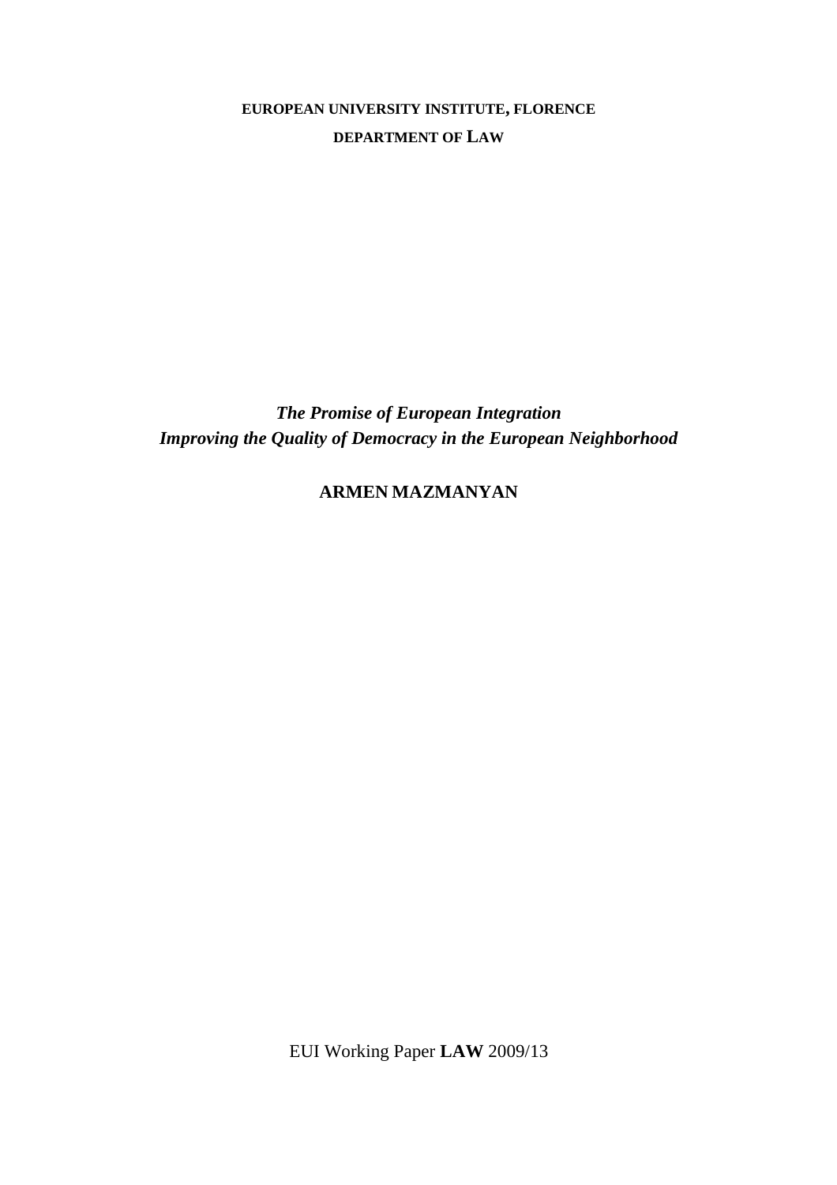**EUROPEAN UNIVERSITY INSTITUTE, FLORENCE**

**DEPARTMENT OF LAW**

***The Promise of European Integration***
***Improving the Quality of Democracy in the European Neighborhood***

**ARMEN MAZMANYAN**

EUI Working Paper **LAW** 2009/13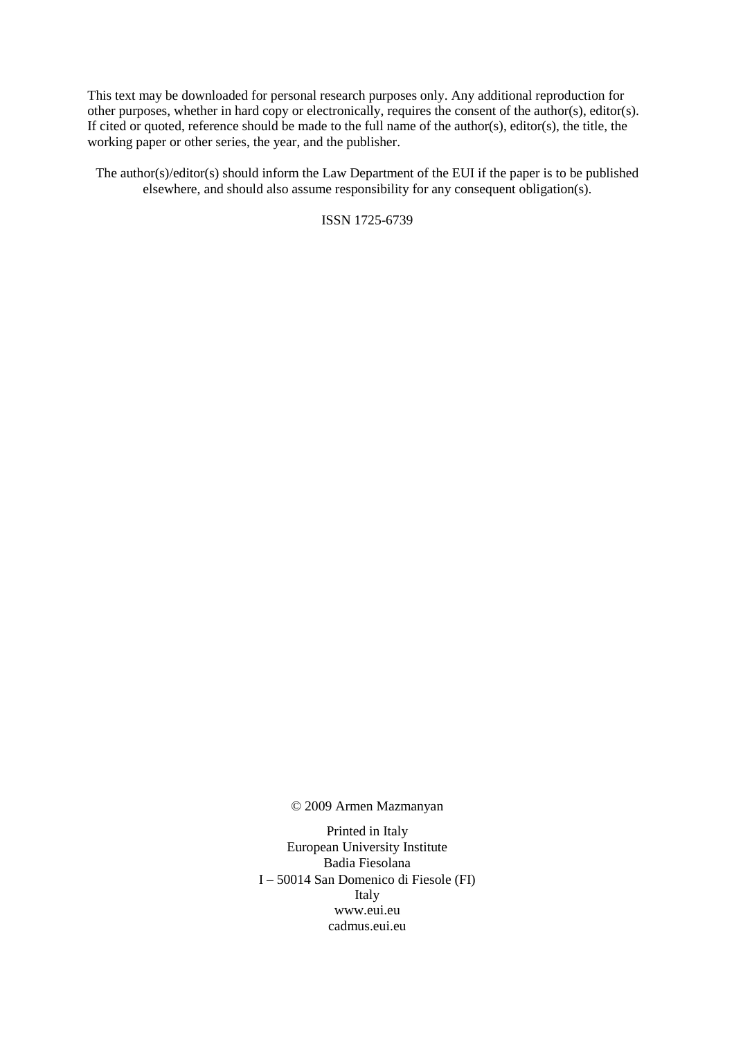This text may be downloaded for personal research purposes only. Any additional reproduction for other purposes, whether in hard copy or electronically, requires the consent of the author(s), editor(s). If cited or quoted, reference should be made to the full name of the author(s), editor(s), the title, the working paper or other series, the year, and the publisher.

The author(s)/editor(s) should inform the Law Department of the EUI if the paper is to be published elsewhere, and should also assume responsibility for any consequent obligation(s).

ISSN 1725-6739

© 2009 Armen Mazmanyan

Printed in Italy
European University Institute
Badia Fiesolana
I – 50014 San Domenico di Fiesole (FI)
Italy
www.eui.eu
cadmus.eui.eu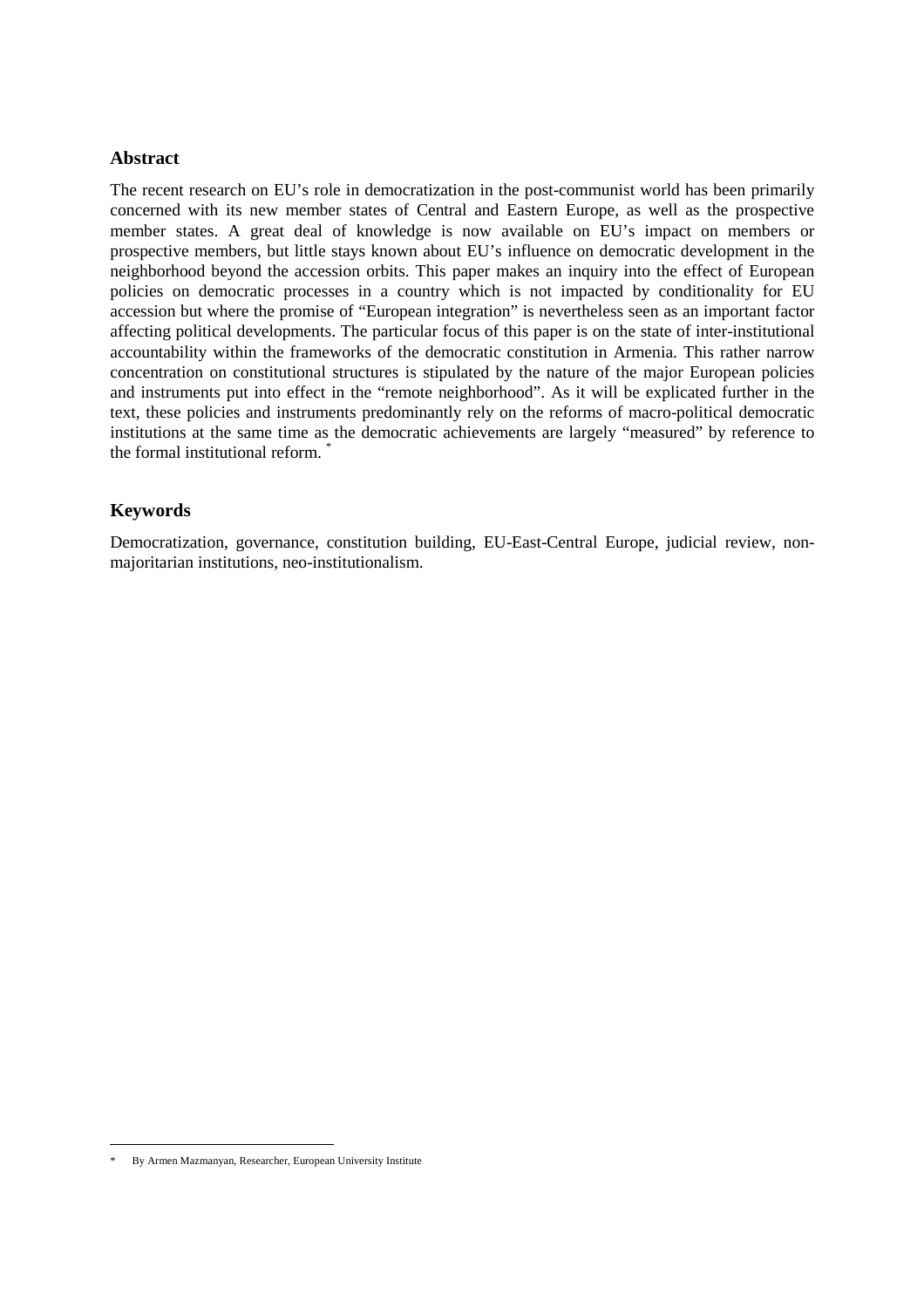## Abstract

The recent research on EU's role in democratization in the post-communist world has been primarily concerned with its new member states of Central and Eastern Europe, as well as the prospective member states. A great deal of knowledge is now available on EU's impact on members or prospective members, but little stays known about EU's influence on democratic development in the neighborhood beyond the accession orbits. This paper makes an inquiry into the effect of European policies on democratic processes in a country which is not impacted by conditionality for EU accession but where the promise of "European integration" is nevertheless seen as an important factor affecting political developments. The particular focus of this paper is on the state of inter-institutional accountability within the frameworks of the democratic constitution in Armenia. This rather narrow concentration on constitutional structures is stipulated by the nature of the major European policies and instruments put into effect in the "remote neighborhood". As it will be explicated further in the text, these policies and instruments predominantly rely on the reforms of macro-political democratic institutions at the same time as the democratic achievements are largely "measured" by reference to the formal institutional reform. *

## Keywords

Democratization, governance, constitution building, EU-East-Central Europe, judicial review, non-majoritarian institutions, neo-institutionalism.

---

\* By Armen Mazmanyan, Researcher, European University Institute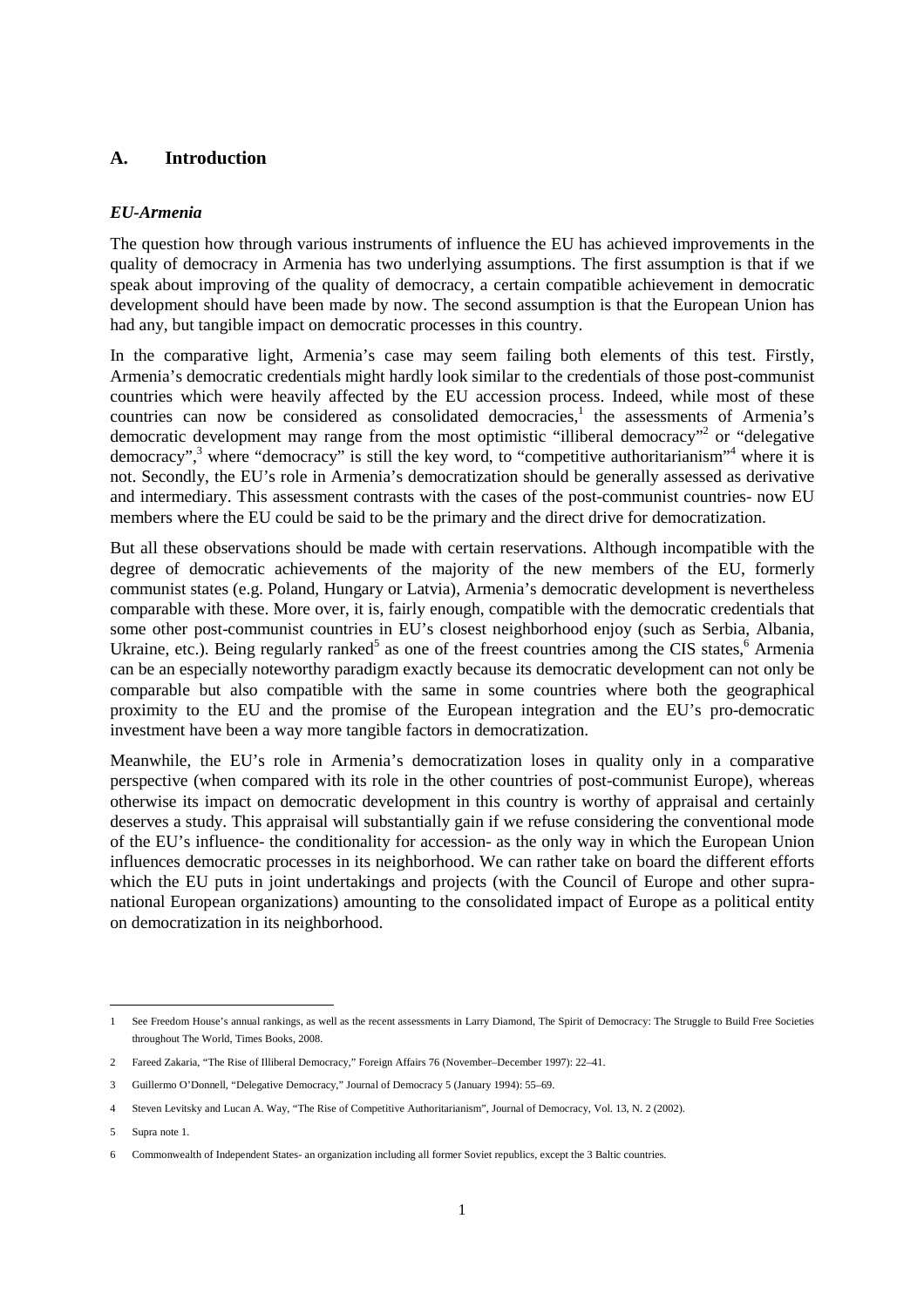## A. Introduction

### *EU-Armenia*

The question how through various instruments of influence the EU has achieved improvements in the quality of democracy in Armenia has two underlying assumptions. The first assumption is that if we speak about improving of the quality of democracy, a certain compatible achievement in democratic development should have been made by now. The second assumption is that the European Union has had any, but tangible impact on democratic processes in this country.

In the comparative light, Armenia's case may seem failing both elements of this test. Firstly, Armenia's democratic credentials might hardly look similar to the credentials of those post-communist countries which were heavily affected by the EU accession process. Indeed, while most of these countries can now be considered as consolidated democracies,[1] the assessments of Armenia's democratic development may range from the most optimistic "illiberal democracy"[2] or "delegative democracy",[3] where "democracy" is still the key word, to "competitive authoritarianism"[4] where it is not. Secondly, the EU's role in Armenia's democratization should be generally assessed as derivative and intermediary. This assessment contrasts with the cases of the post-communist countries- now EU members where the EU could be said to be the primary and the direct drive for democratization.

But all these observations should be made with certain reservations. Although incompatible with the degree of democratic achievements of the majority of the new members of the EU, formerly communist states (e.g. Poland, Hungary or Latvia), Armenia's democratic development is nevertheless comparable with these. More over, it is, fairly enough, compatible with the democratic credentials that some other post-communist countries in EU's closest neighborhood enjoy (such as Serbia, Albania, Ukraine, etc.). Being regularly ranked[5] as one of the freest countries among the CIS states,[6] Armenia can be an especially noteworthy paradigm exactly because its democratic development can not only be comparable but also compatible with the same in some countries where both the geographical proximity to the EU and the promise of the European integration and the EU's pro-democratic investment have been a way more tangible factors in democratization.

Meanwhile, the EU's role in Armenia's democratization loses in quality only in a comparative perspective (when compared with its role in the other countries of post-communist Europe), whereas otherwise its impact on democratic development in this country is worthy of appraisal and certainly deserves a study. This appraisal will substantially gain if we refuse considering the conventional mode of the EU's influence- the conditionality for accession- as the only way in which the European Union influences democratic processes in its neighborhood. We can rather take on board the different efforts which the EU puts in joint undertakings and projects (with the Council of Europe and other supra-national European organizations) amounting to the consolidated impact of Europe as a political entity on democratization in its neighborhood.

---

1 See Freedom House's annual rankings, as well as the recent assessments in Larry Diamond, The Spirit of Democracy: The Struggle to Build Free Societies throughout The World, Times Books, 2008.

2 Fareed Zakaria, "The Rise of Illiberal Democracy," Foreign Affairs 76 (November–December 1997): 22–41.

3 Guillermo O'Donnell, "Delegative Democracy," Journal of Democracy 5 (January 1994): 55–69.

4 Steven Levitsky and Lucan A. Way, "The Rise of Competitive Authoritarianism", Journal of Democracy, Vol. 13, N. 2 (2002).

5 Supra note 1.

6 Commonwealth of Independent States- an organization including all former Soviet republics, except the 3 Baltic countries.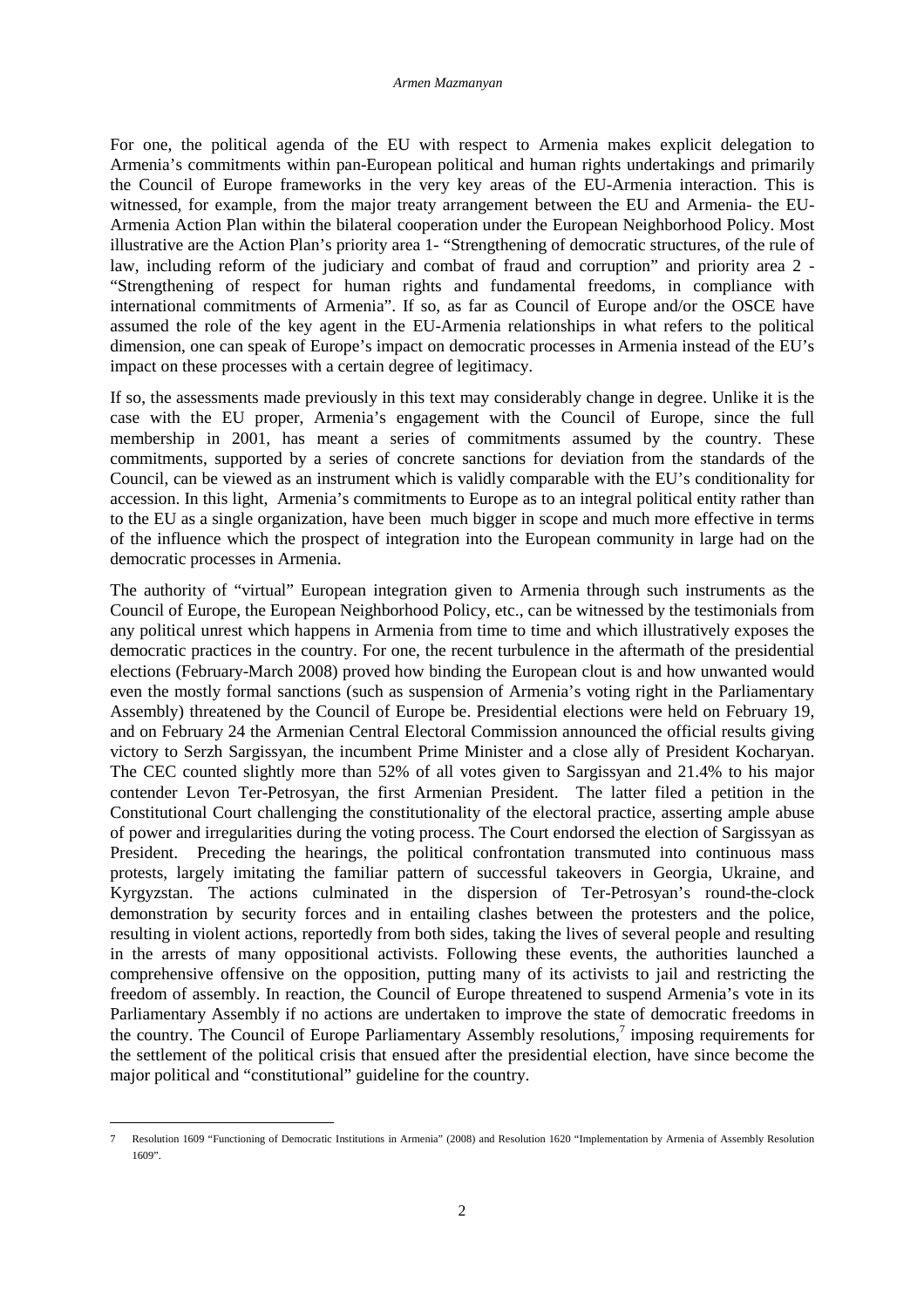For one, the political agenda of the EU with respect to Armenia makes explicit delegation to Armenia's commitments within pan-European political and human rights undertakings and primarily the Council of Europe frameworks in the very key areas of the EU-Armenia interaction. This is witnessed, for example, from the major treaty arrangement between the EU and Armenia- the EU-Armenia Action Plan within the bilateral cooperation under the European Neighborhood Policy. Most illustrative are the Action Plan's priority area 1- "Strengthening of democratic structures, of the rule of law, including reform of the judiciary and combat of fraud and corruption" and priority area 2 - "Strengthening of respect for human rights and fundamental freedoms, in compliance with international commitments of Armenia". If so, as far as Council of Europe and/or the OSCE have assumed the role of the key agent in the EU-Armenia relationships in what refers to the political dimension, one can speak of Europe's impact on democratic processes in Armenia instead of the EU's impact on these processes with a certain degree of legitimacy.

If so, the assessments made previously in this text may considerably change in degree. Unlike it is the case with the EU proper, Armenia's engagement with the Council of Europe, since the full membership in 2001, has meant a series of commitments assumed by the country. These commitments, supported by a series of concrete sanctions for deviation from the standards of the Council, can be viewed as an instrument which is validly comparable with the EU's conditionality for accession. In this light, Armenia's commitments to Europe as to an integral political entity rather than to the EU as a single organization, have been much bigger in scope and much more effective in terms of the influence which the prospect of integration into the European community in large had on the democratic processes in Armenia.

The authority of "virtual" European integration given to Armenia through such instruments as the Council of Europe, the European Neighborhood Policy, etc., can be witnessed by the testimonials from any political unrest which happens in Armenia from time to time and which illustratively exposes the democratic practices in the country. For one, the recent turbulence in the aftermath of the presidential elections (February-March 2008) proved how binding the European clout is and how unwanted would even the mostly formal sanctions (such as suspension of Armenia's voting right in the Parliamentary Assembly) threatened by the Council of Europe be. Presidential elections were held on February 19, and on February 24 the Armenian Central Electoral Commission announced the official results giving victory to Serzh Sargissyan, the incumbent Prime Minister and a close ally of President Kocharyan. The CEC counted slightly more than 52% of all votes given to Sargissyan and 21.4% to his major contender Levon Ter-Petrosyan, the first Armenian President. The latter filed a petition in the Constitutional Court challenging the constitutionality of the electoral practice, asserting ample abuse of power and irregularities during the voting process. The Court endorsed the election of Sargissyan as President. Preceding the hearings, the political confrontation transmuted into continuous mass protests, largely imitating the familiar pattern of successful takeovers in Georgia, Ukraine, and Kyrgyzstan. The actions culminated in the dispersion of Ter-Petrosyan's round-the-clock demonstration by security forces and in entailing clashes between the protesters and the police, resulting in violent actions, reportedly from both sides, taking the lives of several people and resulting in the arrests of many oppositional activists. Following these events, the authorities launched a comprehensive offensive on the opposition, putting many of its activists to jail and restricting the freedom of assembly. In reaction, the Council of Europe threatened to suspend Armenia's vote in its Parliamentary Assembly if no actions are undertaken to improve the state of democratic freedoms in the country. The Council of Europe Parliamentary Assembly resolutions,[7] imposing requirements for the settlement of the political crisis that ensued after the presidential election, have since become the major political and "constitutional" guideline for the country.

---

7 Resolution 1609 "Functioning of Democratic Institutions in Armenia" (2008) and Resolution 1620 "Implementation by Armenia of Assembly Resolution 1609".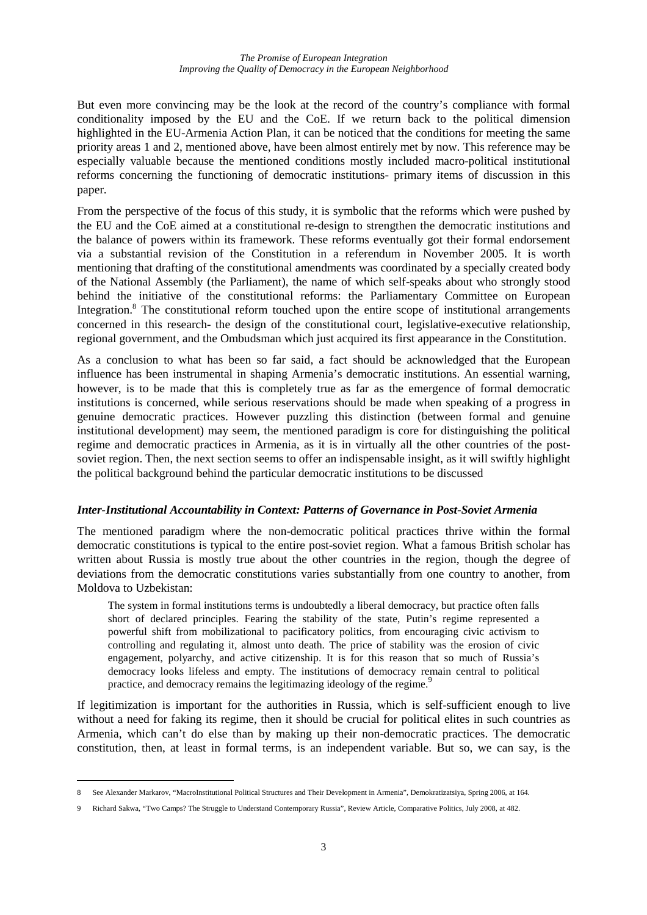But even more convincing may be the look at the record of the country's compliance with formal conditionality imposed by the EU and the CoE. If we return back to the political dimension highlighted in the EU-Armenia Action Plan, it can be noticed that the conditions for meeting the same priority areas 1 and 2, mentioned above, have been almost entirely met by now. This reference may be especially valuable because the mentioned conditions mostly included macro-political institutional reforms concerning the functioning of democratic institutions- primary items of discussion in this paper.

From the perspective of the focus of this study, it is symbolic that the reforms which were pushed by the EU and the CoE aimed at a constitutional re-design to strengthen the democratic institutions and the balance of powers within its framework. These reforms eventually got their formal endorsement via a substantial revision of the Constitution in a referendum in November 2005. It is worth mentioning that drafting of the constitutional amendments was coordinated by a specially created body of the National Assembly (the Parliament), the name of which self-speaks about who strongly stood behind the initiative of the constitutional reforms: the Parliamentary Committee on European Integration.[8] The constitutional reform touched upon the entire scope of institutional arrangements concerned in this research- the design of the constitutional court, legislative-executive relationship, regional government, and the Ombudsman which just acquired its first appearance in the Constitution.

As a conclusion to what has been so far said, a fact should be acknowledged that the European influence has been instrumental in shaping Armenia's democratic institutions. An essential warning, however, is to be made that this is completely true as far as the emergence of formal democratic institutions is concerned, while serious reservations should be made when speaking of a progress in genuine democratic practices. However puzzling this distinction (between formal and genuine institutional development) may seem, the mentioned paradigm is core for distinguishing the political regime and democratic practices in Armenia, as it is in virtually all the other countries of the post-soviet region. Then, the next section seems to offer an indispensable insight, as it will swiftly highlight the political background behind the particular democratic institutions to be discussed

### *Inter-Institutional Accountability in Context: Patterns of Governance in Post-Soviet Armenia*

The mentioned paradigm where the non-democratic political practices thrive within the formal democratic constitutions is typical to the entire post-soviet region. What a famous British scholar has written about Russia is mostly true about the other countries in the region, though the degree of deviations from the democratic constitutions varies substantially from one country to another, from Moldova to Uzbekistan:

> The system in formal institutions terms is undoubtedly a liberal democracy, but practice often falls short of declared principles. Fearing the stability of the state, Putin's regime represented a powerful shift from mobilizational to pacificatory politics, from encouraging civic activism to controlling and regulating it, almost unto death. The price of stability was the erosion of civic engagement, polyarchy, and active citizenship. It is for this reason that so much of Russia's democracy looks lifeless and empty. The institutions of democracy remain central to political practice, and democracy remains the legitimazing ideology of the regime.[9]

If legitimization is important for the authorities in Russia, which is self-sufficient enough to live without a need for faking its regime, then it should be crucial for political elites in such countries as Armenia, which can't do else than by making up their non-democratic practices. The democratic constitution, then, at least in formal terms, is an independent variable. But so, we can say, is the

---

8 See Alexander Markarov, "MacroInstitutional Political Structures and Their Development in Armenia", Demokratizatsiya, Spring 2006, at 164.

9 Richard Sakwa, "Two Camps? The Struggle to Understand Contemporary Russia", Review Article, Comparative Politics, July 2008, at 482.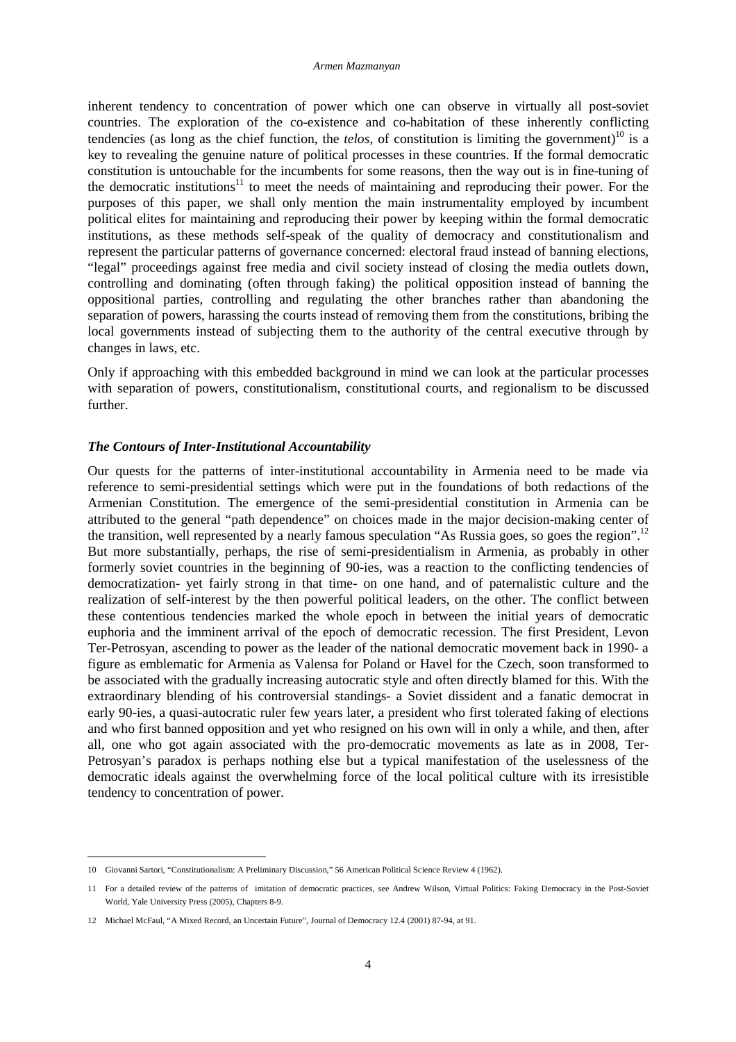inherent tendency to concentration of power which one can observe in virtually all post-soviet countries. The exploration of the co-existence and co-habitation of these inherently conflicting tendencies (as long as the chief function, the *telos*, of constitution is limiting the government)[10] is a key to revealing the genuine nature of political processes in these countries. If the formal democratic constitution is untouchable for the incumbents for some reasons, then the way out is in fine-tuning of the democratic institutions[11] to meet the needs of maintaining and reproducing their power. For the purposes of this paper, we shall only mention the main instrumentality employed by incumbent political elites for maintaining and reproducing their power by keeping within the formal democratic institutions, as these methods self-speak of the quality of democracy and constitutionalism and represent the particular patterns of governance concerned: electoral fraud instead of banning elections, "legal" proceedings against free media and civil society instead of closing the media outlets down, controlling and dominating (often through faking) the political opposition instead of banning the oppositional parties, controlling and regulating the other branches rather than abandoning the separation of powers, harassing the courts instead of removing them from the constitutions, bribing the local governments instead of subjecting them to the authority of the central executive through by changes in laws, etc.

Only if approaching with this embedded background in mind we can look at the particular processes with separation of powers, constitutionalism, constitutional courts, and regionalism to be discussed further.

### *The Contours of Inter-Institutional Accountability*

Our quests for the patterns of inter-institutional accountability in Armenia need to be made via reference to semi-presidential settings which were put in the foundations of both redactions of the Armenian Constitution. The emergence of the semi-presidential constitution in Armenia can be attributed to the general "path dependence" on choices made in the major decision-making center of the transition, well represented by a nearly famous speculation "As Russia goes, so goes the region".[12] But more substantially, perhaps, the rise of semi-presidentialism in Armenia, as probably in other formerly soviet countries in the beginning of 90-ies, was a reaction to the conflicting tendencies of democratization- yet fairly strong in that time- on one hand, and of paternalistic culture and the realization of self-interest by the then powerful political leaders, on the other. The conflict between these contentious tendencies marked the whole epoch in between the initial years of democratic euphoria and the imminent arrival of the epoch of democratic recession. The first President, Levon Ter-Petrosyan, ascending to power as the leader of the national democratic movement back in 1990- a figure as emblematic for Armenia as Valensa for Poland or Havel for the Czech, soon transformed to be associated with the gradually increasing autocratic style and often directly blamed for this. With the extraordinary blending of his controversial standings- a Soviet dissident and a fanatic democrat in early 90-ies, a quasi-autocratic ruler few years later, a president who first tolerated faking of elections and who first banned opposition and yet who resigned on his own will in only a while, and then, after all, one who got again associated with the pro-democratic movements as late as in 2008, Ter-Petrosyan's paradox is perhaps nothing else but a typical manifestation of the uselessness of the democratic ideals against the overwhelming force of the local political culture with its irresistible tendency to concentration of power.

---

10 Giovanni Sartori, "Constitutionalism: A Preliminary Discussion," 56 American Political Science Review 4 (1962).

11 For a detailed review of the patterns of imitation of democratic practices, see Andrew Wilson, Virtual Politics: Faking Democracy in the Post-Soviet World, Yale University Press (2005), Chapters 8-9.

12 Michael McFaul, "A Mixed Record, an Uncertain Future", Journal of Democracy 12.4 (2001) 87-94, at 91.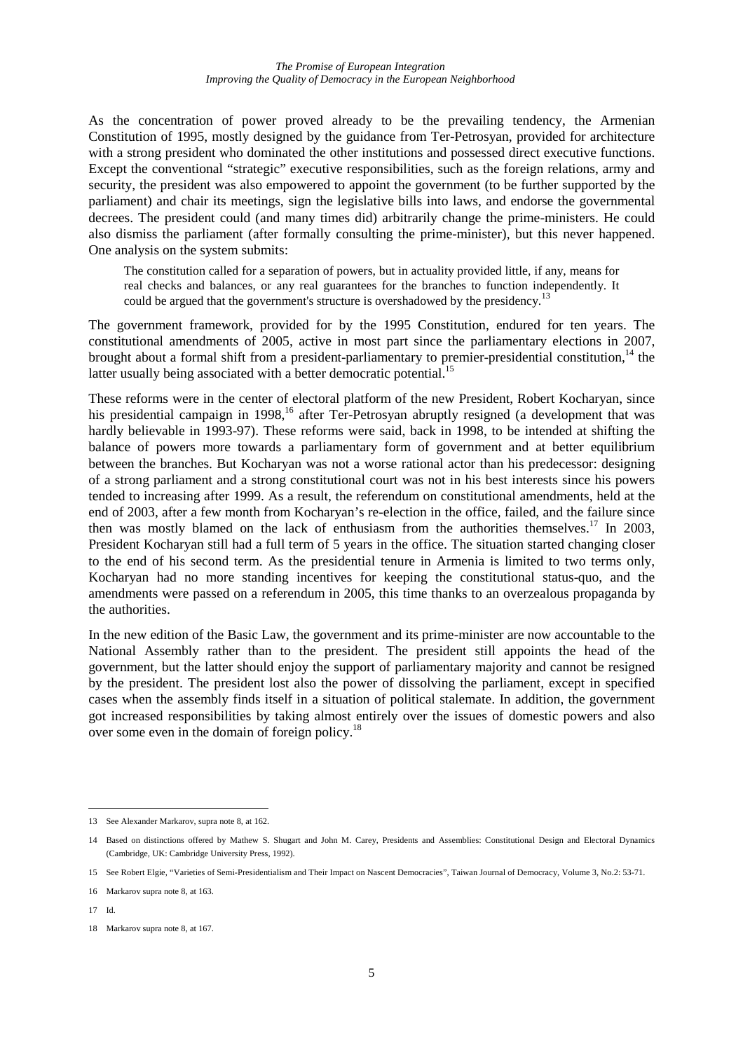As the concentration of power proved already to be the prevailing tendency, the Armenian Constitution of 1995, mostly designed by the guidance from Ter-Petrosyan, provided for architecture with a strong president who dominated the other institutions and possessed direct executive functions. Except the conventional "strategic" executive responsibilities, such as the foreign relations, army and security, the president was also empowered to appoint the government (to be further supported by the parliament) and chair its meetings, sign the legislative bills into laws, and endorse the governmental decrees. The president could (and many times did) arbitrarily change the prime-ministers. He could also dismiss the parliament (after formally consulting the prime-minister), but this never happened. One analysis on the system submits:

> The constitution called for a separation of powers, but in actuality provided little, if any, means for real checks and balances, or any real guarantees for the branches to function independently. It could be argued that the government's structure is overshadowed by the presidency.[13]

The government framework, provided for by the 1995 Constitution, endured for ten years. The constitutional amendments of 2005, active in most part since the parliamentary elections in 2007, brought about a formal shift from a president-parliamentary to premier-presidential constitution,[14] the latter usually being associated with a better democratic potential.[15]

These reforms were in the center of electoral platform of the new President, Robert Kocharyan, since his presidential campaign in 1998,[16] after Ter-Petrosyan abruptly resigned (a development that was hardly believable in 1993-97). These reforms were said, back in 1998, to be intended at shifting the balance of powers more towards a parliamentary form of government and at better equilibrium between the branches. But Kocharyan was not a worse rational actor than his predecessor: designing of a strong parliament and a strong constitutional court was not in his best interests since his powers tended to increasing after 1999. As a result, the referendum on constitutional amendments, held at the end of 2003, after a few month from Kocharyan's re-election in the office, failed, and the failure since then was mostly blamed on the lack of enthusiasm from the authorities themselves.[17] In 2003, President Kocharyan still had a full term of 5 years in the office. The situation started changing closer to the end of his second term. As the presidential tenure in Armenia is limited to two terms only, Kocharyan had no more standing incentives for keeping the constitutional status-quo, and the amendments were passed on a referendum in 2005, this time thanks to an overzealous propaganda by the authorities.

In the new edition of the Basic Law, the government and its prime-minister are now accountable to the National Assembly rather than to the president. The president still appoints the head of the government, but the latter should enjoy the support of parliamentary majority and cannot be resigned by the president. The president lost also the power of dissolving the parliament, except in specified cases when the assembly finds itself in a situation of political stalemate. In addition, the government got increased responsibilities by taking almost entirely over the issues of domestic powers and also over some even in the domain of foreign policy.[18]

---

13 See Alexander Markarov, supra note 8, at 162.

14 Based on distinctions offered by Mathew S. Shugart and John M. Carey, Presidents and Assemblies: Constitutional Design and Electoral Dynamics (Cambridge, UK: Cambridge University Press, 1992).

15 See Robert Elgie, "Varieties of Semi-Presidentialism and Their Impact on Nascent Democracies", Taiwan Journal of Democracy, Volume 3, No.2: 53-71.

16 Markarov supra note 8, at 163.

17 Id.

18 Markarov supra note 8, at 167.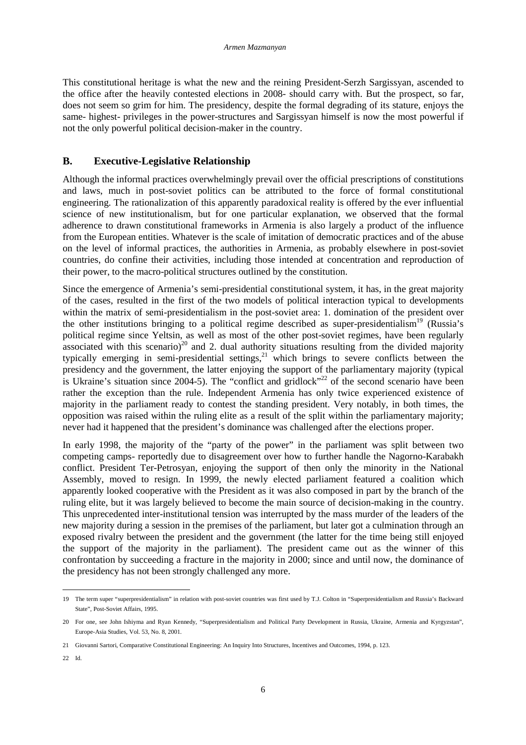This constitutional heritage is what the new and the reining President-Serzh Sargissyan, ascended to the office after the heavily contested elections in 2008- should carry with. But the prospect, so far, does not seem so grim for him. The presidency, despite the formal degrading of its stature, enjoys the same- highest- privileges in the power-structures and Sargissyan himself is now the most powerful if not the only powerful political decision-maker in the country.

## B. Executive-Legislative Relationship

Although the informal practices overwhelmingly prevail over the official prescriptions of constitutions and laws, much in post-soviet politics can be attributed to the force of formal constitutional engineering. The rationalization of this apparently paradoxical reality is offered by the ever influential science of new institutionalism, but for one particular explanation, we observed that the formal adherence to drawn constitutional frameworks in Armenia is also largely a product of the influence from the European entities. Whatever is the scale of imitation of democratic practices and of the abuse on the level of informal practices, the authorities in Armenia, as probably elsewhere in post-soviet countries, do confine their activities, including those intended at concentration and reproduction of their power, to the macro-political structures outlined by the constitution.

Since the emergence of Armenia's semi-presidential constitutional system, it has, in the great majority of the cases, resulted in the first of the two models of political interaction typical to developments within the matrix of semi-presidentialism in the post-soviet area: 1. domination of the president over the other institutions bringing to a political regime described as super-presidentialism[19] (Russia's political regime since Yeltsin, as well as most of the other post-soviet regimes, have been regularly associated with this scenario)[20] and 2. dual authority situations resulting from the divided majority typically emerging in semi-presidential settings,[21] which brings to severe conflicts between the presidency and the government, the latter enjoying the support of the parliamentary majority (typical is Ukraine's situation since 2004-5). The "conflict and gridlock"[22] of the second scenario have been rather the exception than the rule. Independent Armenia has only twice experienced existence of majority in the parliament ready to contest the standing president. Very notably, in both times, the opposition was raised within the ruling elite as a result of the split within the parliamentary majority; never had it happened that the president's dominance was challenged after the elections proper.

In early 1998, the majority of the "party of the power" in the parliament was split between two competing camps- reportedly due to disagreement over how to further handle the Nagorno-Karabakh conflict. President Ter-Petrosyan, enjoying the support of then only the minority in the National Assembly, moved to resign. In 1999, the newly elected parliament featured a coalition which apparently looked cooperative with the President as it was also composed in part by the branch of the ruling elite, but it was largely believed to become the main source of decision-making in the country. This unprecedented inter-institutional tension was interrupted by the mass murder of the leaders of the new majority during a session in the premises of the parliament, but later got a culmination through an exposed rivalry between the president and the government (the latter for the time being still enjoyed the support of the majority in the parliament). The president came out as the winner of this confrontation by succeeding a fracture in the majority in 2000; since and until now, the dominance of the presidency has not been strongly challenged any more.

---

19 The term super "superpresidentialism" in relation with post-soviet countries was first used by T.J. Colton in "Superpresidentialism and Russia's Backward State", Post-Soviet Affairs, 1995.

20 For one, see John Ishiyma and Ryan Kennedy, "Superpresidentialism and Political Party Development in Russia, Ukraine, Armenia and Kyrgyzstan", Europe-Asia Studies, Vol. 53, No. 8, 2001.

21 Giovanni Sartori, Comparative Constitutional Engineering: An Inquiry Into Structures, Incentives and Outcomes, 1994, p. 123.

22 Id.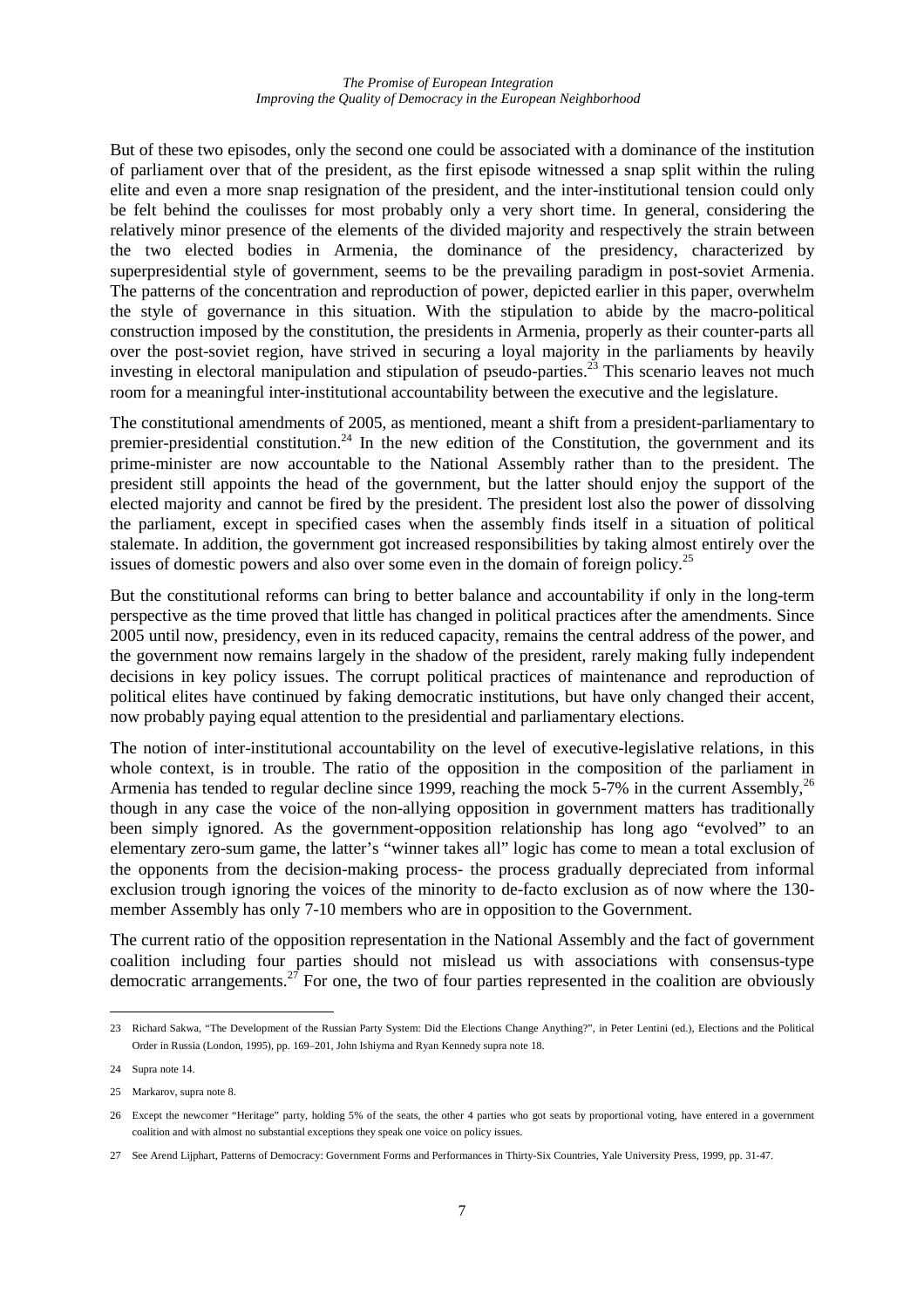But of these two episodes, only the second one could be associated with a dominance of the institution of parliament over that of the president, as the first episode witnessed a snap split within the ruling elite and even a more snap resignation of the president, and the inter-institutional tension could only be felt behind the coulisses for most probably only a very short time. In general, considering the relatively minor presence of the elements of the divided majority and respectively the strain between the two elected bodies in Armenia, the dominance of the presidency, characterized by superpresidential style of government, seems to be the prevailing paradigm in post-soviet Armenia. The patterns of the concentration and reproduction of power, depicted earlier in this paper, overwhelm the style of governance in this situation. With the stipulation to abide by the macro-political construction imposed by the constitution, the presidents in Armenia, properly as their counter-parts all over the post-soviet region, have strived in securing a loyal majority in the parliaments by heavily investing in electoral manipulation and stipulation of pseudo-parties.[23] This scenario leaves not much room for a meaningful inter-institutional accountability between the executive and the legislature.

The constitutional amendments of 2005, as mentioned, meant a shift from a president-parliamentary to premier-presidential constitution.[24] In the new edition of the Constitution, the government and its prime-minister are now accountable to the National Assembly rather than to the president. The president still appoints the head of the government, but the latter should enjoy the support of the elected majority and cannot be fired by the president. The president lost also the power of dissolving the parliament, except in specified cases when the assembly finds itself in a situation of political stalemate. In addition, the government got increased responsibilities by taking almost entirely over the issues of domestic powers and also over some even in the domain of foreign policy.[25]

But the constitutional reforms can bring to better balance and accountability if only in the long-term perspective as the time proved that little has changed in political practices after the amendments. Since 2005 until now, presidency, even in its reduced capacity, remains the central address of the power, and the government now remains largely in the shadow of the president, rarely making fully independent decisions in key policy issues. The corrupt political practices of maintenance and reproduction of political elites have continued by faking democratic institutions, but have only changed their accent, now probably paying equal attention to the presidential and parliamentary elections.

The notion of inter-institutional accountability on the level of executive-legislative relations, in this whole context, is in trouble. The ratio of the opposition in the composition of the parliament in Armenia has tended to regular decline since 1999, reaching the mock 5-7% in the current Assembly,[26] though in any case the voice of the non-allying opposition in government matters has traditionally been simply ignored. As the government-opposition relationship has long ago "evolved" to an elementary zero-sum game, the latter's "winner takes all" logic has come to mean a total exclusion of the opponents from the decision-making process- the process gradually depreciated from informal exclusion trough ignoring the voices of the minority to de-facto exclusion as of now where the 130-member Assembly has only 7-10 members who are in opposition to the Government.

The current ratio of the opposition representation in the National Assembly and the fact of government coalition including four parties should not mislead us with associations with consensus-type democratic arrangements.[27] For one, the two of four parties represented in the coalition are obviously

---

23 Richard Sakwa, "The Development of the Russian Party System: Did the Elections Change Anything?", in Peter Lentini (ed.), Elections and the Political Order in Russia (London, 1995), pp. 169–201, John Ishiyma and Ryan Kennedy supra note 18.

24 Supra note 14.

25 Markarov, supra note 8.

26 Except the newcomer "Heritage" party, holding 5% of the seats, the other 4 parties who got seats by proportional voting, have entered in a government coalition and with almost no substantial exceptions they speak one voice on policy issues.

27 See Arend Lijphart, Patterns of Democracy: Government Forms and Performances in Thirty-Six Countries, Yale University Press, 1999, pp. 31-47.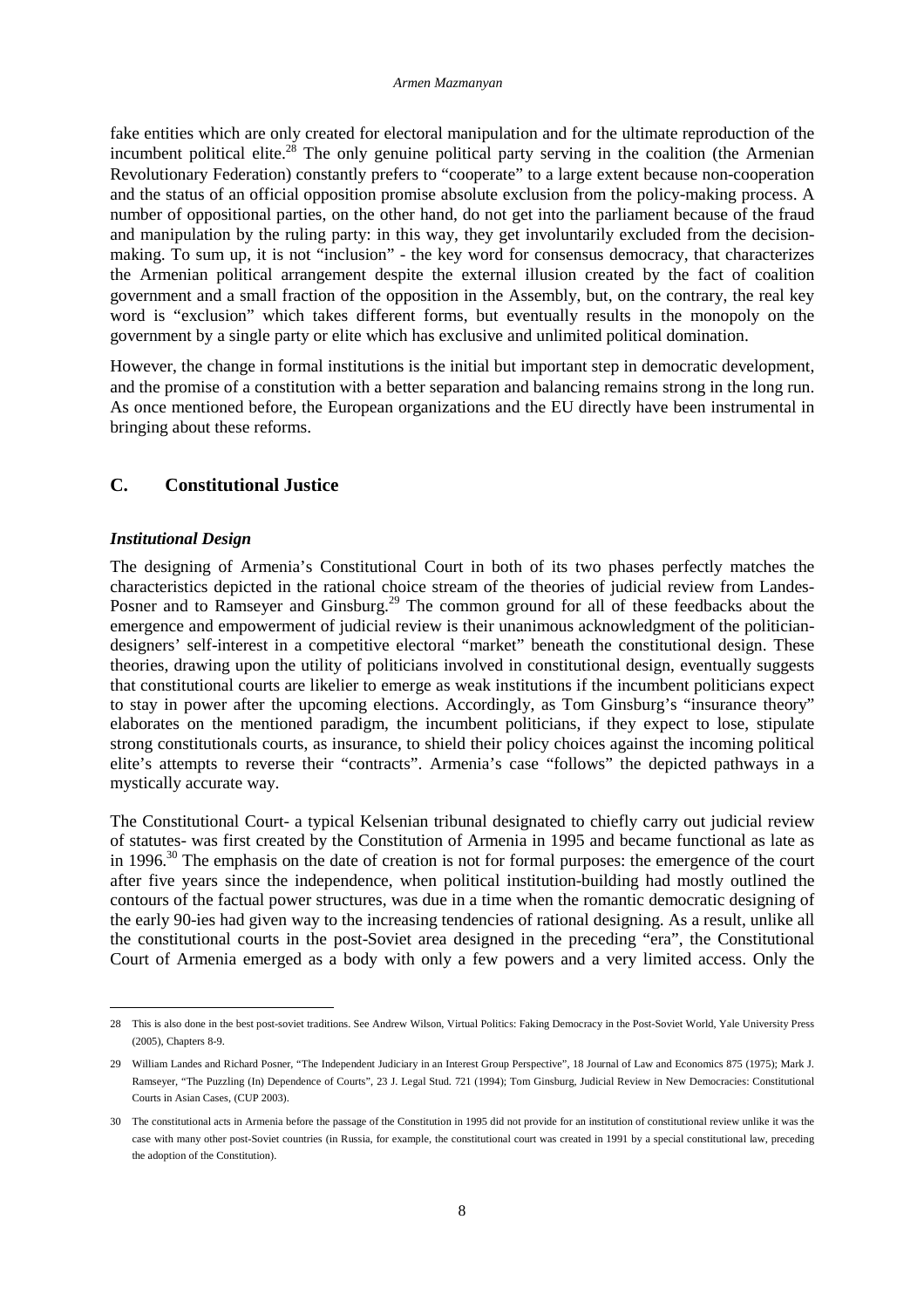fake entities which are only created for electoral manipulation and for the ultimate reproduction of the incumbent political elite.[28] The only genuine political party serving in the coalition (the Armenian Revolutionary Federation) constantly prefers to "cooperate" to a large extent because non-cooperation and the status of an official opposition promise absolute exclusion from the policy-making process. A number of oppositional parties, on the other hand, do not get into the parliament because of the fraud and manipulation by the ruling party: in this way, they get involuntarily excluded from the decision-making. To sum up, it is not "inclusion" - the key word for consensus democracy, that characterizes the Armenian political arrangement despite the external illusion created by the fact of coalition government and a small fraction of the opposition in the Assembly, but, on the contrary, the real key word is "exclusion" which takes different forms, but eventually results in the monopoly on the government by a single party or elite which has exclusive and unlimited political domination.

However, the change in formal institutions is the initial but important step in democratic development, and the promise of a constitution with a better separation and balancing remains strong in the long run. As once mentioned before, the European organizations and the EU directly have been instrumental in bringing about these reforms.

## C. Constitutional Justice

### *Institutional Design*

The designing of Armenia's Constitutional Court in both of its two phases perfectly matches the characteristics depicted in the rational choice stream of the theories of judicial review from Landes-Posner and to Ramseyer and Ginsburg.[29] The common ground for all of these feedbacks about the emergence and empowerment of judicial review is their unanimous acknowledgment of the politician-designers' self-interest in a competitive electoral "market" beneath the constitutional design. These theories, drawing upon the utility of politicians involved in constitutional design, eventually suggests that constitutional courts are likelier to emerge as weak institutions if the incumbent politicians expect to stay in power after the upcoming elections. Accordingly, as Tom Ginsburg's "insurance theory" elaborates on the mentioned paradigm, the incumbent politicians, if they expect to lose, stipulate strong constitutionals courts, as insurance, to shield their policy choices against the incoming political elite's attempts to reverse their "contracts". Armenia's case "follows" the depicted pathways in a mystically accurate way.

The Constitutional Court- a typical Kelsenian tribunal designated to chiefly carry out judicial review of statutes- was first created by the Constitution of Armenia in 1995 and became functional as late as in 1996.[30] The emphasis on the date of creation is not for formal purposes: the emergence of the court after five years since the independence, when political institution-building had mostly outlined the contours of the factual power structures, was due in a time when the romantic democratic designing of the early 90-ies had given way to the increasing tendencies of rational designing. As a result, unlike all the constitutional courts in the post-Soviet area designed in the preceding "era", the Constitutional Court of Armenia emerged as a body with only a few powers and a very limited access. Only the

---

28 This is also done in the best post-soviet traditions. See Andrew Wilson, Virtual Politics: Faking Democracy in the Post-Soviet World, Yale University Press (2005), Chapters 8-9.

29 William Landes and Richard Posner, "The Independent Judiciary in an Interest Group Perspective", 18 Journal of Law and Economics 875 (1975); Mark J. Ramseyer, "The Puzzling (In) Dependence of Courts", 23 J. Legal Stud. 721 (1994); Tom Ginsburg, Judicial Review in New Democracies: Constitutional Courts in Asian Cases, (CUP 2003).

30 The constitutional acts in Armenia before the passage of the Constitution in 1995 did not provide for an institution of constitutional review unlike it was the case with many other post-Soviet countries (in Russia, for example, the constitutional court was created in 1991 by a special constitutional law, preceding the adoption of the Constitution).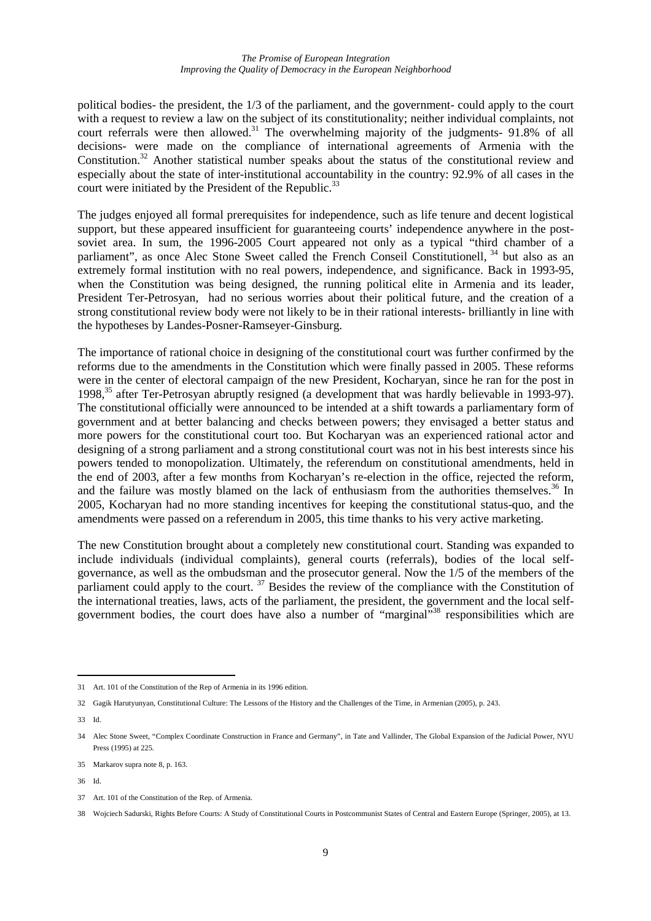political bodies- the president, the 1/3 of the parliament, and the government- could apply to the court with a request to review a law on the subject of its constitutionality; neither individual complaints, not court referrals were then allowed.[31] The overwhelming majority of the judgments- 91.8% of all decisions- were made on the compliance of international agreements of Armenia with the Constitution.[32] Another statistical number speaks about the status of the constitutional review and especially about the state of inter-institutional accountability in the country: 92.9% of all cases in the court were initiated by the President of the Republic.[33]

The judges enjoyed all formal prerequisites for independence, such as life tenure and decent logistical support, but these appeared insufficient for guaranteeing courts' independence anywhere in the post-soviet area. In sum, the 1996-2005 Court appeared not only as a typical "third chamber of a parliament", as once Alec Stone Sweet called the French Conseil Constitutionell, [34] but also as an extremely formal institution with no real powers, independence, and significance. Back in 1993-95, when the Constitution was being designed, the running political elite in Armenia and its leader, President Ter-Petrosyan, had no serious worries about their political future, and the creation of a strong constitutional review body were not likely to be in their rational interests- brilliantly in line with the hypotheses by Landes-Posner-Ramseyer-Ginsburg.

The importance of rational choice in designing of the constitutional court was further confirmed by the reforms due to the amendments in the Constitution which were finally passed in 2005. These reforms were in the center of electoral campaign of the new President, Kocharyan, since he ran for the post in 1998,[35] after Ter-Petrosyan abruptly resigned (a development that was hardly believable in 1993-97). The constitutional officially were announced to be intended at a shift towards a parliamentary form of government and at better balancing and checks between powers; they envisaged a better status and more powers for the constitutional court too. But Kocharyan was an experienced rational actor and designing of a strong parliament and a strong constitutional court was not in his best interests since his powers tended to monopolization. Ultimately, the referendum on constitutional amendments, held in the end of 2003, after a few months from Kocharyan's re-election in the office, rejected the reform, and the failure was mostly blamed on the lack of enthusiasm from the authorities themselves.[36] In 2005, Kocharyan had no more standing incentives for keeping the constitutional status-quo, and the amendments were passed on a referendum in 2005, this time thanks to his very active marketing.

The new Constitution brought about a completely new constitutional court. Standing was expanded to include individuals (individual complaints), general courts (referrals), bodies of the local self-governance, as well as the ombudsman and the prosecutor general. Now the 1/5 of the members of the parliament could apply to the court. [37] Besides the review of the compliance with the Constitution of the international treaties, laws, acts of the parliament, the president, the government and the local self-government bodies, the court does have also a number of "marginal"[38] responsibilities which are

---

31 Art. 101 of the Constitution of the Rep of Armenia in its 1996 edition.

32 Gagik Harutyunyan, Constitutional Culture: The Lessons of the History and the Challenges of the Time, in Armenian (2005), p. 243.

33 Id.

34 Alec Stone Sweet, "Complex Coordinate Construction in France and Germany", in Tate and Vallinder, The Global Expansion of the Judicial Power, NYU Press (1995) at 225.

35 Markarov supra note 8, p. 163.

36 Id.

37 Art. 101 of the Constitution of the Rep. of Armenia.

38 Wojciech Sadurski, Rights Before Courts: A Study of Constitutional Courts in Postcommunist States of Central and Eastern Europe (Springer, 2005), at 13.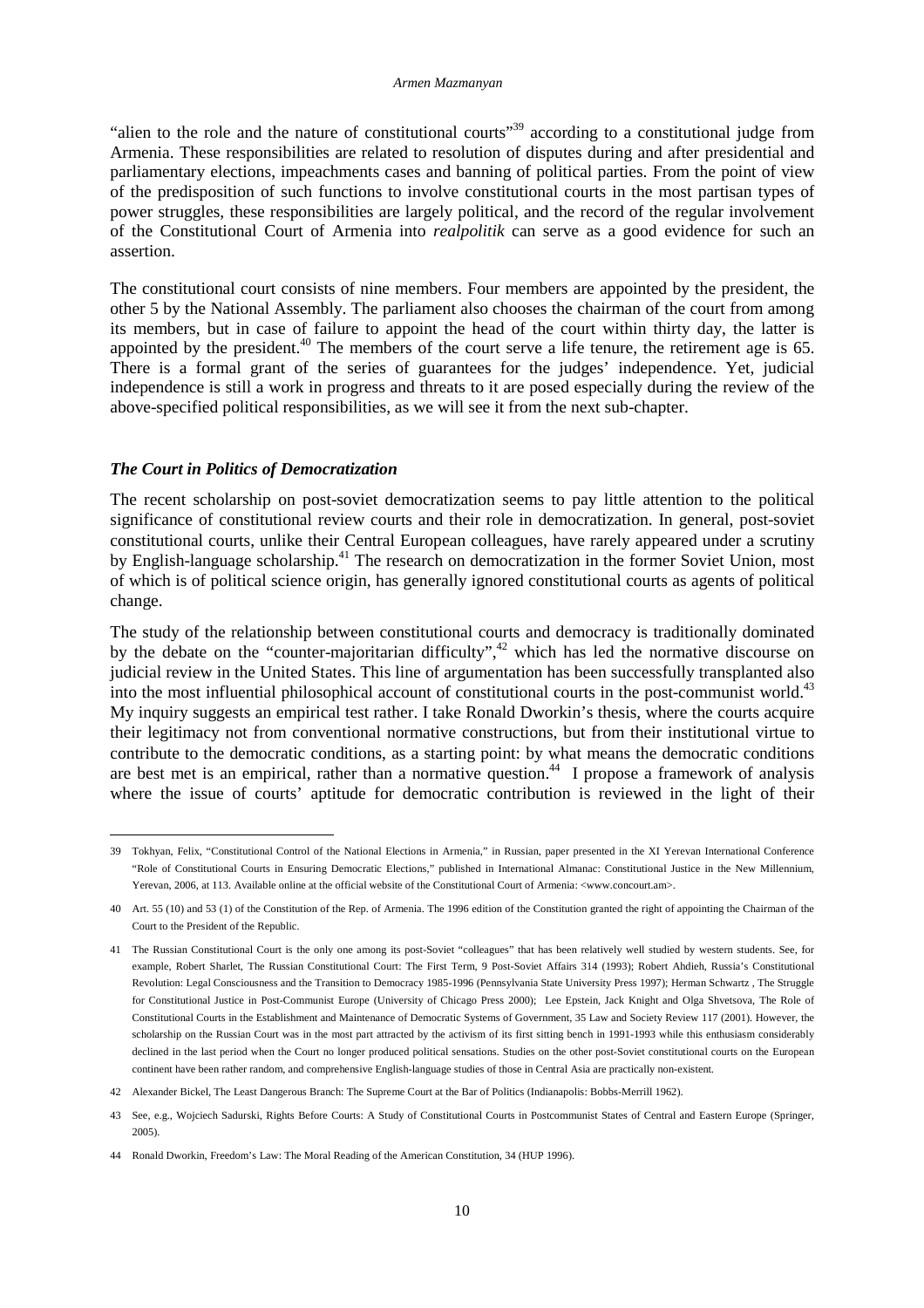"alien to the role and the nature of constitutional courts"[39] according to a constitutional judge from Armenia. These responsibilities are related to resolution of disputes during and after presidential and parliamentary elections, impeachments cases and banning of political parties. From the point of view of the predisposition of such functions to involve constitutional courts in the most partisan types of power struggles, these responsibilities are largely political, and the record of the regular involvement of the Constitutional Court of Armenia into *realpolitik* can serve as a good evidence for such an assertion.

The constitutional court consists of nine members. Four members are appointed by the president, the other 5 by the National Assembly. The parliament also chooses the chairman of the court from among its members, but in case of failure to appoint the head of the court within thirty day, the latter is appointed by the president.[40] The members of the court serve a life tenure, the retirement age is 65. There is a formal grant of the series of guarantees for the judges' independence. Yet, judicial independence is still a work in progress and threats to it are posed especially during the review of the above-specified political responsibilities, as we will see it from the next sub-chapter.

### *The Court in Politics of Democratization*

The recent scholarship on post-soviet democratization seems to pay little attention to the political significance of constitutional review courts and their role in democratization. In general, post-soviet constitutional courts, unlike their Central European colleagues, have rarely appeared under a scrutiny by English-language scholarship.[41] The research on democratization in the former Soviet Union, most of which is of political science origin, has generally ignored constitutional courts as agents of political change.

The study of the relationship between constitutional courts and democracy is traditionally dominated by the debate on the "counter-majoritarian difficulty",[42] which has led the normative discourse on judicial review in the United States. This line of argumentation has been successfully transplanted also into the most influential philosophical account of constitutional courts in the post-communist world.[43] My inquiry suggests an empirical test rather. I take Ronald Dworkin's thesis, where the courts acquire their legitimacy not from conventional normative constructions, but from their institutional virtue to contribute to the democratic conditions, as a starting point: by what means the democratic conditions are best met is an empirical, rather than a normative question.[44] I propose a framework of analysis where the issue of courts' aptitude for democratic contribution is reviewed in the light of their

---

39 Tokhyan, Felix, "Constitutional Control of the National Elections in Armenia," in Russian, paper presented in the XI Yerevan International Conference "Role of Constitutional Courts in Ensuring Democratic Elections," published in International Almanac: Constitutional Justice in the New Millennium, Yerevan, 2006, at 113. Available online at the official website of the Constitutional Court of Armenia: <www.concourt.am>.

40 Art. 55 (10) and 53 (1) of the Constitution of the Rep. of Armenia. The 1996 edition of the Constitution granted the right of appointing the Chairman of the Court to the President of the Republic.

41 The Russian Constitutional Court is the only one among its post-Soviet "colleagues" that has been relatively well studied by western students. See, for example, Robert Sharlet, The Russian Constitutional Court: The First Term, 9 Post-Soviet Affairs 314 (1993); Robert Ahdieh, Russia's Constitutional Revolution: Legal Consciousness and the Transition to Democracy 1985-1996 (Pennsylvania State University Press 1997); Herman Schwartz , The Struggle for Constitutional Justice in Post-Communist Europe (University of Chicago Press 2000); Lee Epstein, Jack Knight and Olga Shvetsova, The Role of Constitutional Courts in the Establishment and Maintenance of Democratic Systems of Government, 35 Law and Society Review 117 (2001). However, the scholarship on the Russian Court was in the most part attracted by the activism of its first sitting bench in 1991-1993 while this enthusiasm considerably declined in the last period when the Court no longer produced political sensations. Studies on the other post-Soviet constitutional courts on the European continent have been rather random, and comprehensive English-language studies of those in Central Asia are practically non-existent.

42 Alexander Bickel, The Least Dangerous Branch: The Supreme Court at the Bar of Politics (Indianapolis: Bobbs-Merrill 1962).

43 See, e.g., Wojciech Sadurski, Rights Before Courts: A Study of Constitutional Courts in Postcommunist States of Central and Eastern Europe (Springer, 2005).

44 Ronald Dworkin, Freedom's Law: The Moral Reading of the American Constitution, 34 (HUP 1996).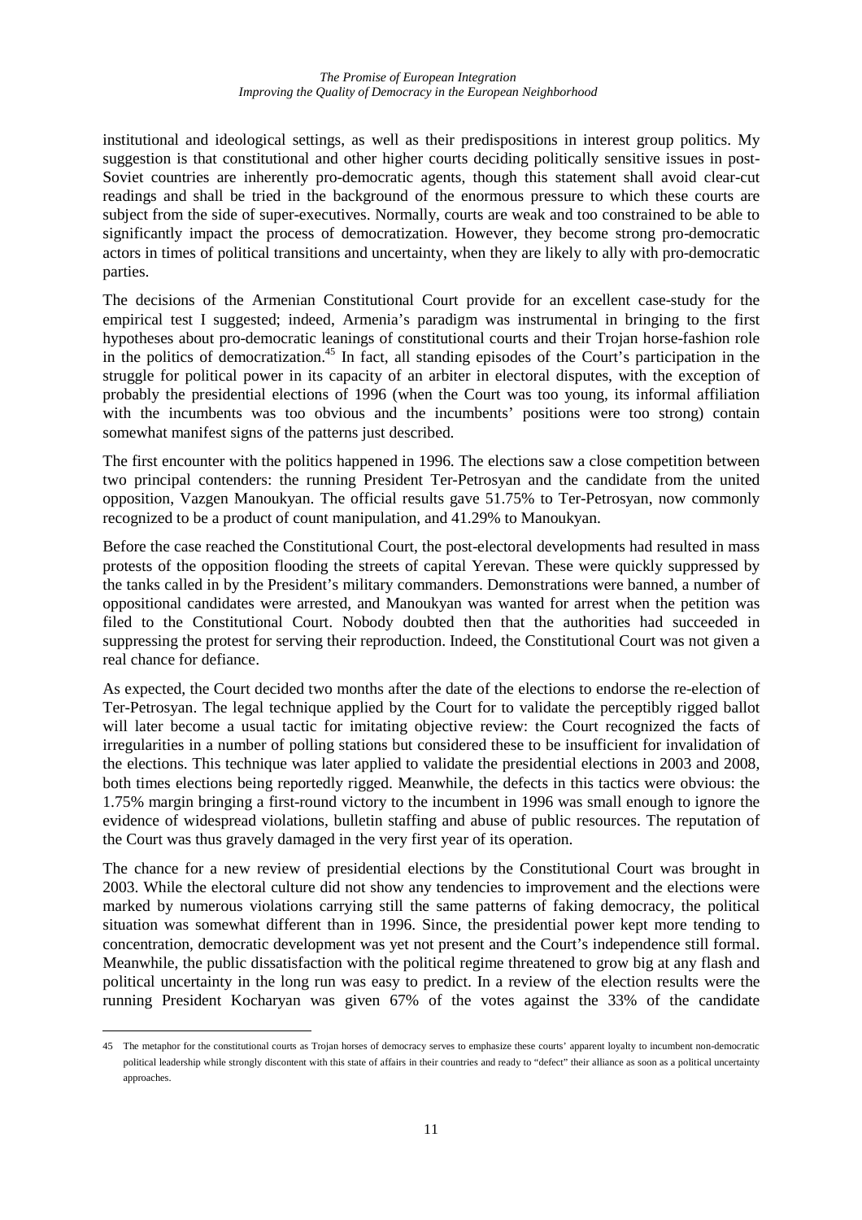institutional and ideological settings, as well as their predispositions in interest group politics. My suggestion is that constitutional and other higher courts deciding politically sensitive issues in post-Soviet countries are inherently pro-democratic agents, though this statement shall avoid clear-cut readings and shall be tried in the background of the enormous pressure to which these courts are subject from the side of super-executives. Normally, courts are weak and too constrained to be able to significantly impact the process of democratization. However, they become strong pro-democratic actors in times of political transitions and uncertainty, when they are likely to ally with pro-democratic parties.

The decisions of the Armenian Constitutional Court provide for an excellent case-study for the empirical test I suggested; indeed, Armenia's paradigm was instrumental in bringing to the first hypotheses about pro-democratic leanings of constitutional courts and their Trojan horse-fashion role in the politics of democratization.[45] In fact, all standing episodes of the Court's participation in the struggle for political power in its capacity of an arbiter in electoral disputes, with the exception of probably the presidential elections of 1996 (when the Court was too young, its informal affiliation with the incumbents was too obvious and the incumbents' positions were too strong) contain somewhat manifest signs of the patterns just described.

The first encounter with the politics happened in 1996. The elections saw a close competition between two principal contenders: the running President Ter-Petrosyan and the candidate from the united opposition, Vazgen Manoukyan. The official results gave 51.75% to Ter-Petrosyan, now commonly recognized to be a product of count manipulation, and 41.29% to Manoukyan.

Before the case reached the Constitutional Court, the post-electoral developments had resulted in mass protests of the opposition flooding the streets of capital Yerevan. These were quickly suppressed by the tanks called in by the President's military commanders. Demonstrations were banned, a number of oppositional candidates were arrested, and Manoukyan was wanted for arrest when the petition was filed to the Constitutional Court. Nobody doubted then that the authorities had succeeded in suppressing the protest for serving their reproduction. Indeed, the Constitutional Court was not given a real chance for defiance.

As expected, the Court decided two months after the date of the elections to endorse the re-election of Ter-Petrosyan. The legal technique applied by the Court for to validate the perceptibly rigged ballot will later become a usual tactic for imitating objective review: the Court recognized the facts of irregularities in a number of polling stations but considered these to be insufficient for invalidation of the elections. This technique was later applied to validate the presidential elections in 2003 and 2008, both times elections being reportedly rigged. Meanwhile, the defects in this tactics were obvious: the 1.75% margin bringing a first-round victory to the incumbent in 1996 was small enough to ignore the evidence of widespread violations, bulletin staffing and abuse of public resources. The reputation of the Court was thus gravely damaged in the very first year of its operation.

The chance for a new review of presidential elections by the Constitutional Court was brought in 2003. While the electoral culture did not show any tendencies to improvement and the elections were marked by numerous violations carrying still the same patterns of faking democracy, the political situation was somewhat different than in 1996. Since, the presidential power kept more tending to concentration, democratic development was yet not present and the Court's independence still formal. Meanwhile, the public dissatisfaction with the political regime threatened to grow big at any flash and political uncertainty in the long run was easy to predict. In a review of the election results were the running President Kocharyan was given 67% of the votes against the 33% of the candidate

45 The metaphor for the constitutional courts as Trojan horses of democracy serves to emphasize these courts' apparent loyalty to incumbent non-democratic political leadership while strongly discontent with this state of affairs in their countries and ready to "defect" their alliance as soon as a political uncertainty approaches.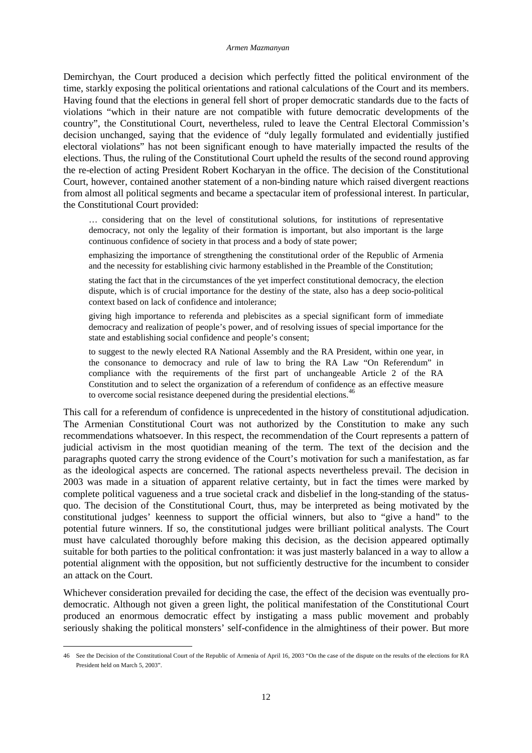Demirchyan, the Court produced a decision which perfectly fitted the political environment of the time, starkly exposing the political orientations and rational calculations of the Court and its members. Having found that the elections in general fell short of proper democratic standards due to the facts of violations "which in their nature are not compatible with future democratic developments of the country", the Constitutional Court, nevertheless, ruled to leave the Central Electoral Commission's decision unchanged, saying that the evidence of "duly legally formulated and evidentially justified electoral violations" has not been significant enough to have materially impacted the results of the elections. Thus, the ruling of the Constitutional Court upheld the results of the second round approving the re-election of acting President Robert Kocharyan in the office. The decision of the Constitutional Court, however, contained another statement of a non-binding nature which raised divergent reactions from almost all political segments and became a spectacular item of professional interest. In particular, the Constitutional Court provided:

> … considering that on the level of constitutional solutions, for institutions of representative democracy, not only the legality of their formation is important, but also important is the large continuous confidence of society in that process and a body of state power;
>
> emphasizing the importance of strengthening the constitutional order of the Republic of Armenia and the necessity for establishing civic harmony established in the Preamble of the Constitution;
>
> stating the fact that in the circumstances of the yet imperfect constitutional democracy, the election dispute, which is of crucial importance for the destiny of the state, also has a deep socio-political context based on lack of confidence and intolerance;
>
> giving high importance to referenda and plebiscites as a special significant form of immediate democracy and realization of people's power, and of resolving issues of special importance for the state and establishing social confidence and people's consent;
>
> to suggest to the newly elected RA National Assembly and the RA President, within one year, in the consonance to democracy and rule of law to bring the RA Law "On Referendum" in compliance with the requirements of the first part of unchangeable Article 2 of the RA Constitution and to select the organization of a referendum of confidence as an effective measure to overcome social resistance deepened during the presidential elections.[46]

This call for a referendum of confidence is unprecedented in the history of constitutional adjudication. The Armenian Constitutional Court was not authorized by the Constitution to make any such recommendations whatsoever. In this respect, the recommendation of the Court represents a pattern of judicial activism in the most quotidian meaning of the term. The text of the decision and the paragraphs quoted carry the strong evidence of the Court's motivation for such a manifestation, as far as the ideological aspects are concerned. The rational aspects nevertheless prevail. The decision in 2003 was made in a situation of apparent relative certainty, but in fact the times were marked by complete political vagueness and a true societal crack and disbelief in the long-standing of the status-quo. The decision of the Constitutional Court, thus, may be interpreted as being motivated by the constitutional judges' keenness to support the official winners, but also to "give a hand" to the potential future winners. If so, the constitutional judges were brilliant political analysts. The Court must have calculated thoroughly before making this decision, as the decision appeared optimally suitable for both parties to the political confrontation: it was just masterly balanced in a way to allow a potential alignment with the opposition, but not sufficiently destructive for the incumbent to consider an attack on the Court.

Whichever consideration prevailed for deciding the case, the effect of the decision was eventually pro-democratic. Although not given a green light, the political manifestation of the Constitutional Court produced an enormous democratic effect by instigating a mass public movement and probably seriously shaking the political monsters' self-confidence in the almightiness of their power. But more

---

46 See the Decision of the Constitutional Court of the Republic of Armenia of April 16, 2003 "On the case of the dispute on the results of the elections for RA President held on March 5, 2003".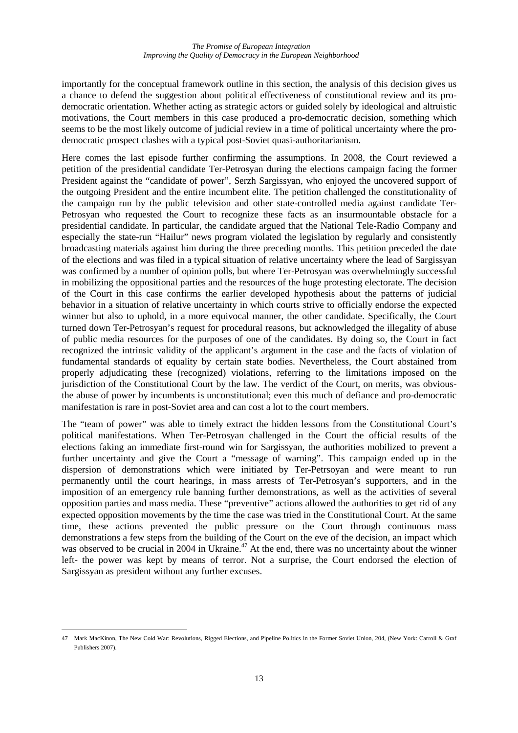importantly for the conceptual framework outline in this section, the analysis of this decision gives us a chance to defend the suggestion about political effectiveness of constitutional review and its pro-democratic orientation. Whether acting as strategic actors or guided solely by ideological and altruistic motivations, the Court members in this case produced a pro-democratic decision, something which seems to be the most likely outcome of judicial review in a time of political uncertainty where the pro-democratic prospect clashes with a typical post-Soviet quasi-authoritarianism.

Here comes the last episode further confirming the assumptions. In 2008, the Court reviewed a petition of the presidential candidate Ter-Petrosyan during the elections campaign facing the former President against the "candidate of power", Serzh Sargissyan, who enjoyed the uncovered support of the outgoing President and the entire incumbent elite. The petition challenged the constitutionality of the campaign run by the public television and other state-controlled media against candidate Ter-Petrosyan who requested the Court to recognize these facts as an insurmountable obstacle for a presidential candidate. In particular, the candidate argued that the National Tele-Radio Company and especially the state-run "Hailur" news program violated the legislation by regularly and consistently broadcasting materials against him during the three preceding months. This petition preceded the date of the elections and was filed in a typical situation of relative uncertainty where the lead of Sargissyan was confirmed by a number of opinion polls, but where Ter-Petrosyan was overwhelmingly successful in mobilizing the oppositional parties and the resources of the huge protesting electorate. The decision of the Court in this case confirms the earlier developed hypothesis about the patterns of judicial behavior in a situation of relative uncertainty in which courts strive to officially endorse the expected winner but also to uphold, in a more equivocal manner, the other candidate. Specifically, the Court turned down Ter-Petrosyan's request for procedural reasons, but acknowledged the illegality of abuse of public media resources for the purposes of one of the candidates. By doing so, the Court in fact recognized the intrinsic validity of the applicant's argument in the case and the facts of violation of fundamental standards of equality by certain state bodies. Nevertheless, the Court abstained from properly adjudicating these (recognized) violations, referring to the limitations imposed on the jurisdiction of the Constitutional Court by the law. The verdict of the Court, on merits, was obvious- the abuse of power by incumbents is unconstitutional; even this much of defiance and pro-democratic manifestation is rare in post-Soviet area and can cost a lot to the court members.

The "team of power" was able to timely extract the hidden lessons from the Constitutional Court's political manifestations. When Ter-Petrosyan challenged in the Court the official results of the elections faking an immediate first-round win for Sargissyan, the authorities mobilized to prevent a further uncertainty and give the Court a "message of warning". This campaign ended up in the dispersion of demonstrations which were initiated by Ter-Petrsoyan and were meant to run permanently until the court hearings, in mass arrests of Ter-Petrosyan's supporters, and in the imposition of an emergency rule banning further demonstrations, as well as the activities of several opposition parties and mass media. These "preventive" actions allowed the authorities to get rid of any expected opposition movements by the time the case was tried in the Constitutional Court. At the same time, these actions prevented the public pressure on the Court through continuous mass demonstrations a few steps from the building of the Court on the eve of the decision, an impact which was observed to be crucial in 2004 in Ukraine.[47] At the end, there was no uncertainty about the winner left- the power was kept by means of terror. Not a surprise, the Court endorsed the election of Sargissyan as president without any further excuses.

---

47 Mark MacKinon, The New Cold War: Revolutions, Rigged Elections, and Pipeline Politics in the Former Soviet Union, 204, (New York: Carroll & Graf Publishers 2007).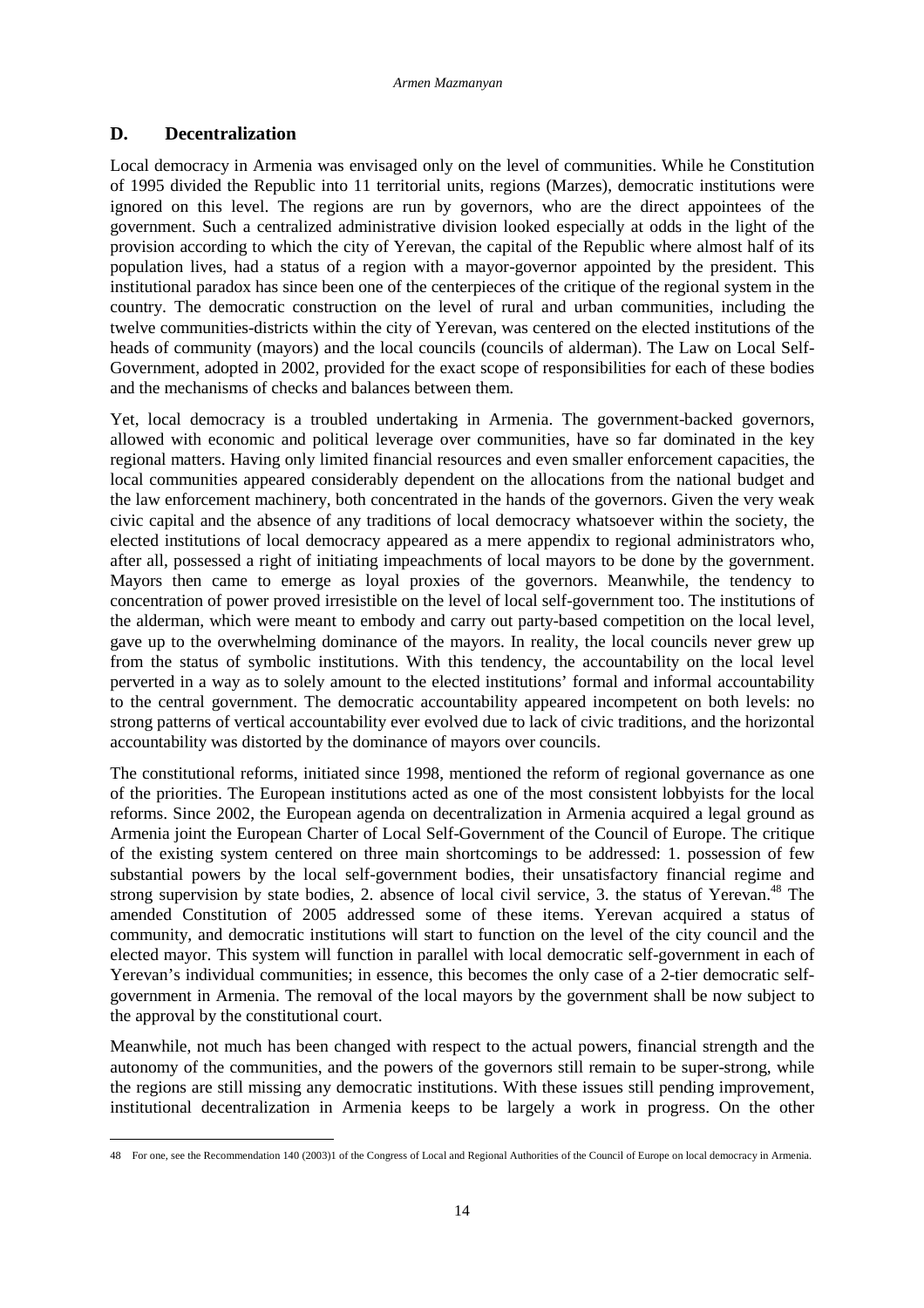## D. Decentralization

Local democracy in Armenia was envisaged only on the level of communities. While he Constitution of 1995 divided the Republic into 11 territorial units, regions (Marzes), democratic institutions were ignored on this level. The regions are run by governors, who are the direct appointees of the government. Such a centralized administrative division looked especially at odds in the light of the provision according to which the city of Yerevan, the capital of the Republic where almost half of its population lives, had a status of a region with a mayor-governor appointed by the president. This institutional paradox has since been one of the centerpieces of the critique of the regional system in the country. The democratic construction on the level of rural and urban communities, including the twelve communities-districts within the city of Yerevan, was centered on the elected institutions of the heads of community (mayors) and the local councils (councils of alderman). The Law on Local Self-Government, adopted in 2002, provided for the exact scope of responsibilities for each of these bodies and the mechanisms of checks and balances between them.

Yet, local democracy is a troubled undertaking in Armenia. The government-backed governors, allowed with economic and political leverage over communities, have so far dominated in the key regional matters. Having only limited financial resources and even smaller enforcement capacities, the local communities appeared considerably dependent on the allocations from the national budget and the law enforcement machinery, both concentrated in the hands of the governors. Given the very weak civic capital and the absence of any traditions of local democracy whatsoever within the society, the elected institutions of local democracy appeared as a mere appendix to regional administrators who, after all, possessed a right of initiating impeachments of local mayors to be done by the government. Mayors then came to emerge as loyal proxies of the governors. Meanwhile, the tendency to concentration of power proved irresistible on the level of local self-government too. The institutions of the alderman, which were meant to embody and carry out party-based competition on the local level, gave up to the overwhelming dominance of the mayors. In reality, the local councils never grew up from the status of symbolic institutions. With this tendency, the accountability on the local level perverted in a way as to solely amount to the elected institutions' formal and informal accountability to the central government. The democratic accountability appeared incompetent on both levels: no strong patterns of vertical accountability ever evolved due to lack of civic traditions, and the horizontal accountability was distorted by the dominance of mayors over councils.

The constitutional reforms, initiated since 1998, mentioned the reform of regional governance as one of the priorities. The European institutions acted as one of the most consistent lobbyists for the local reforms. Since 2002, the European agenda on decentralization in Armenia acquired a legal ground as Armenia joint the European Charter of Local Self-Government of the Council of Europe. The critique of the existing system centered on three main shortcomings to be addressed: 1. possession of few substantial powers by the local self-government bodies, their unsatisfactory financial regime and strong supervision by state bodies, 2. absence of local civil service, 3. the status of Yerevan.[48] The amended Constitution of 2005 addressed some of these items. Yerevan acquired a status of community, and democratic institutions will start to function on the level of the city council and the elected mayor. This system will function in parallel with local democratic self-government in each of Yerevan's individual communities; in essence, this becomes the only case of a 2-tier democratic self-government in Armenia. The removal of the local mayors by the government shall be now subject to the approval by the constitutional court.

Meanwhile, not much has been changed with respect to the actual powers, financial strength and the autonomy of the communities, and the powers of the governors still remain to be super-strong, while the regions are still missing any democratic institutions. With these issues still pending improvement, institutional decentralization in Armenia keeps to be largely a work in progress. On the other

48 For one, see the Recommendation 140 (2003)1 of the Congress of Local and Regional Authorities of the Council of Europe on local democracy in Armenia.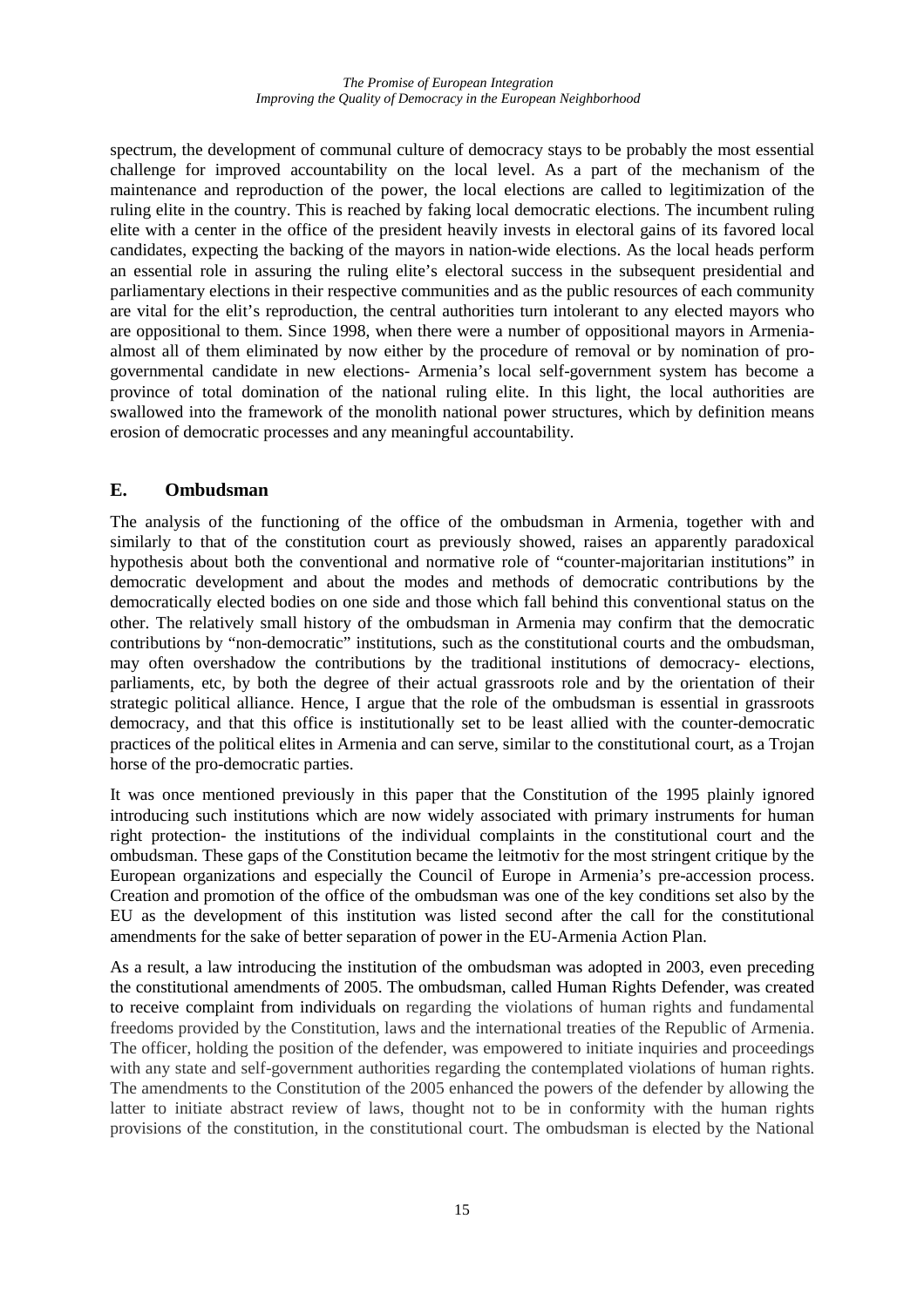spectrum, the development of communal culture of democracy stays to be probably the most essential challenge for improved accountability on the local level. As a part of the mechanism of the maintenance and reproduction of the power, the local elections are called to legitimization of the ruling elite in the country. This is reached by faking local democratic elections. The incumbent ruling elite with a center in the office of the president heavily invests in electoral gains of its favored local candidates, expecting the backing of the mayors in nation-wide elections. As the local heads perform an essential role in assuring the ruling elite's electoral success in the subsequent presidential and parliamentary elections in their respective communities and as the public resources of each community are vital for the elit's reproduction, the central authorities turn intolerant to any elected mayors who are oppositional to them. Since 1998, when there were a number of oppositional mayors in Armenia- almost all of them eliminated by now either by the procedure of removal or by nomination of pro-governmental candidate in new elections- Armenia's local self-government system has become a province of total domination of the national ruling elite. In this light, the local authorities are swallowed into the framework of the monolith national power structures, which by definition means erosion of democratic processes and any meaningful accountability.

## E. Ombudsman

The analysis of the functioning of the office of the ombudsman in Armenia, together with and similarly to that of the constitution court as previously showed, raises an apparently paradoxical hypothesis about both the conventional and normative role of "counter-majoritarian institutions" in democratic development and about the modes and methods of democratic contributions by the democratically elected bodies on one side and those which fall behind this conventional status on the other. The relatively small history of the ombudsman in Armenia may confirm that the democratic contributions by "non-democratic" institutions, such as the constitutional courts and the ombudsman, may often overshadow the contributions by the traditional institutions of democracy- elections, parliaments, etc, by both the degree of their actual grassroots role and by the orientation of their strategic political alliance. Hence, I argue that the role of the ombudsman is essential in grassroots democracy, and that this office is institutionally set to be least allied with the counter-democratic practices of the political elites in Armenia and can serve, similar to the constitutional court, as a Trojan horse of the pro-democratic parties.

It was once mentioned previously in this paper that the Constitution of the 1995 plainly ignored introducing such institutions which are now widely associated with primary instruments for human right protection- the institutions of the individual complaints in the constitutional court and the ombudsman. These gaps of the Constitution became the leitmotiv for the most stringent critique by the European organizations and especially the Council of Europe in Armenia's pre-accession process. Creation and promotion of the office of the ombudsman was one of the key conditions set also by the EU as the development of this institution was listed second after the call for the constitutional amendments for the sake of better separation of power in the EU-Armenia Action Plan.

As a result, a law introducing the institution of the ombudsman was adopted in 2003, even preceding the constitutional amendments of 2005. The ombudsman, called Human Rights Defender, was created to receive complaint from individuals on regarding the violations of human rights and fundamental freedoms provided by the Constitution, laws and the international treaties of the Republic of Armenia. The officer, holding the position of the defender, was empowered to initiate inquiries and proceedings with any state and self-government authorities regarding the contemplated violations of human rights. The amendments to the Constitution of the 2005 enhanced the powers of the defender by allowing the latter to initiate abstract review of laws, thought not to be in conformity with the human rights provisions of the constitution, in the constitutional court. The ombudsman is elected by the National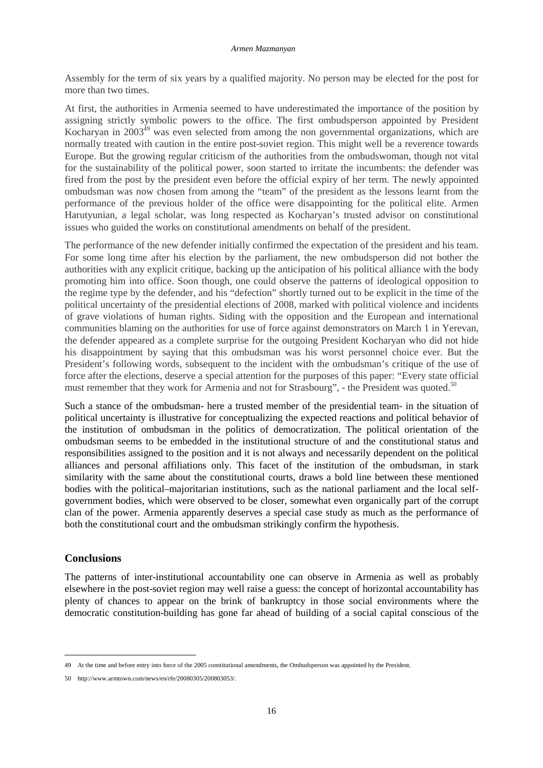Assembly for the term of six years by a qualified majority. No person may be elected for the post for more than two times.

At first, the authorities in Armenia seemed to have underestimated the importance of the position by assigning strictly symbolic powers to the office. The first ombudsperson appointed by President Kocharyan in 2003[49] was even selected from among the non governmental organizations, which are normally treated with caution in the entire post-soviet region. This might well be a reverence towards Europe. But the growing regular criticism of the authorities from the ombudswoman, though not vital for the sustainability of the political power, soon started to irritate the incumbents: the defender was fired from the post by the president even before the official expiry of her term. The newly appointed ombudsman was now chosen from among the "team" of the president as the lessons learnt from the performance of the previous holder of the office were disappointing for the political elite. Armen Harutyunian, a legal scholar, was long respected as Kocharyan's trusted advisor on constitutional issues who guided the works on constitutional amendments on behalf of the president.

The performance of the new defender initially confirmed the expectation of the president and his team. For some long time after his election by the parliament, the new ombudsperson did not bother the authorities with any explicit critique, backing up the anticipation of his political alliance with the body promoting him into office. Soon though, one could observe the patterns of ideological opposition to the regime type by the defender, and his "defection" shortly turned out to be explicit in the time of the political uncertainty of the presidential elections of 2008, marked with political violence and incidents of grave violations of human rights. Siding with the opposition and the European and international communities blaming on the authorities for use of force against demonstrators on March 1 in Yerevan, the defender appeared as a complete surprise for the outgoing President Kocharyan who did not hide his disappointment by saying that this ombudsman was his worst personnel choice ever. But the President's following words, subsequent to the incident with the ombudsman's critique of the use of force after the elections, deserve a special attention for the purposes of this paper: "Every state official must remember that they work for Armenia and not for Strasbourg", - the President was quoted.[50]

Such a stance of the ombudsman- here a trusted member of the presidential team- in the situation of political uncertainty is illustrative for conceptualizing the expected reactions and political behavior of the institution of ombudsman in the politics of democratization. The political orientation of the ombudsman seems to be embedded in the institutional structure of and the constitutional status and responsibilities assigned to the position and it is not always and necessarily dependent on the political alliances and personal affiliations only. This facet of the institution of the ombudsman, in stark similarity with the same about the constitutional courts, draws a bold line between these mentioned bodies with the political–majoritarian institutions, such as the national parliament and the local self-government bodies, which were observed to be closer, somewhat even organically part of the corrupt clan of the power. Armenia apparently deserves a special case study as much as the performance of both the constitutional court and the ombudsman strikingly confirm the hypothesis.

## Conclusions

The patterns of inter-institutional accountability one can observe in Armenia as well as probably elsewhere in the post-soviet region may well raise a guess: the concept of horizontal accountability has plenty of chances to appear on the brink of bankruptcy in those social environments where the democratic constitution-building has gone far ahead of building of a social capital conscious of the

---

49 At the time and before entry into force of the 2005 constitutional amendments, the Ombudsperson was appointed by the President.

50 http://www.armtown.com/news/en/rfe/20080305/200803053/.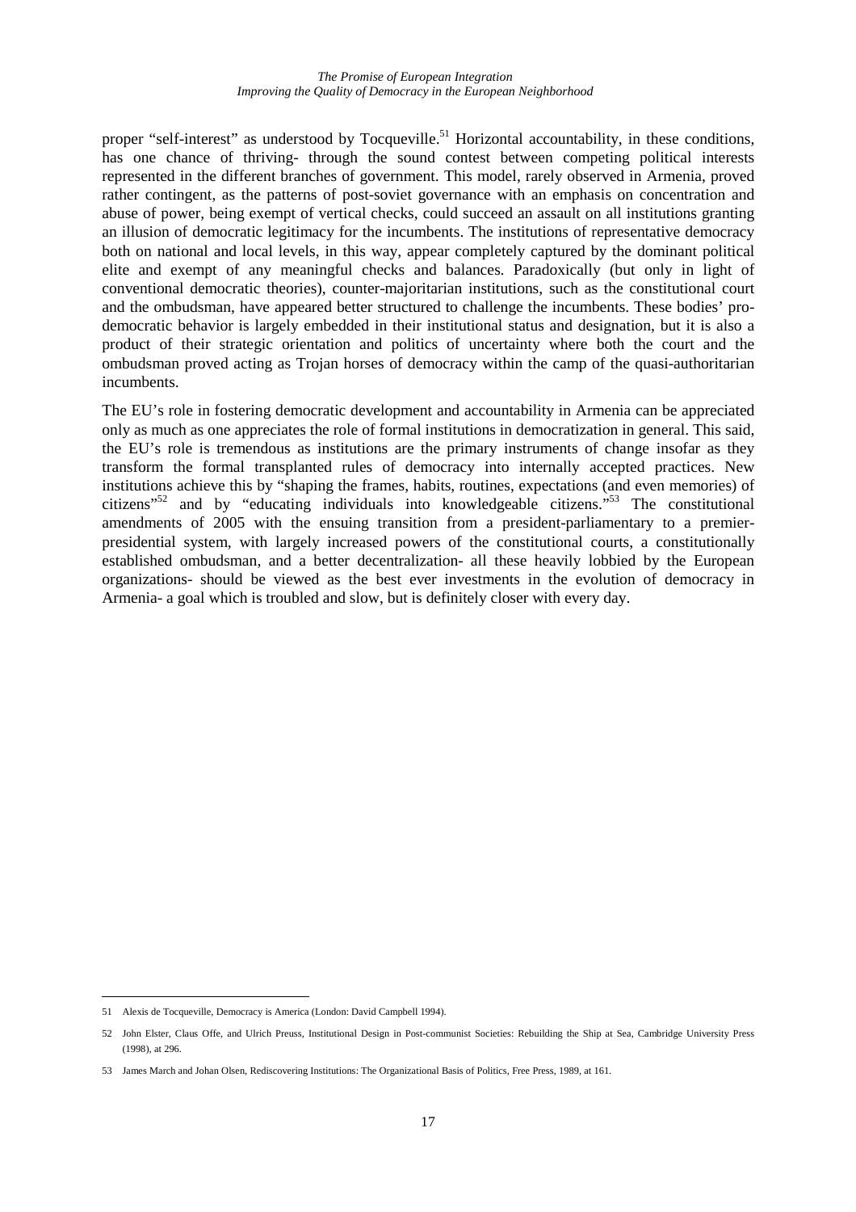proper "self-interest" as understood by Tocqueville.[51] Horizontal accountability, in these conditions, has one chance of thriving- through the sound contest between competing political interests represented in the different branches of government. This model, rarely observed in Armenia, proved rather contingent, as the patterns of post-soviet governance with an emphasis on concentration and abuse of power, being exempt of vertical checks, could succeed an assault on all institutions granting an illusion of democratic legitimacy for the incumbents. The institutions of representative democracy both on national and local levels, in this way, appear completely captured by the dominant political elite and exempt of any meaningful checks and balances. Paradoxically (but only in light of conventional democratic theories), counter-majoritarian institutions, such as the constitutional court and the ombudsman, have appeared better structured to challenge the incumbents. These bodies' pro-democratic behavior is largely embedded in their institutional status and designation, but it is also a product of their strategic orientation and politics of uncertainty where both the court and the ombudsman proved acting as Trojan horses of democracy within the camp of the quasi-authoritarian incumbents.

The EU's role in fostering democratic development and accountability in Armenia can be appreciated only as much as one appreciates the role of formal institutions in democratization in general. This said, the EU's role is tremendous as institutions are the primary instruments of change insofar as they transform the formal transplanted rules of democracy into internally accepted practices. New institutions achieve this by "shaping the frames, habits, routines, expectations (and even memories) of citizens"[52] and by "educating individuals into knowledgeable citizens."[53] The constitutional amendments of 2005 with the ensuing transition from a president-parliamentary to a premier-presidential system, with largely increased powers of the constitutional courts, a constitutionally established ombudsman, and a better decentralization- all these heavily lobbied by the European organizations- should be viewed as the best ever investments in the evolution of democracy in Armenia- a goal which is troubled and slow, but is definitely closer with every day.

---

51 Alexis de Tocqueville, Democracy is America (London: David Campbell 1994).

52 John Elster, Claus Offe, and Ulrich Preuss, Institutional Design in Post-communist Societies: Rebuilding the Ship at Sea, Cambridge University Press (1998), at 296.

53 James March and Johan Olsen, Rediscovering Institutions: The Organizational Basis of Politics, Free Press, 1989, at 161.